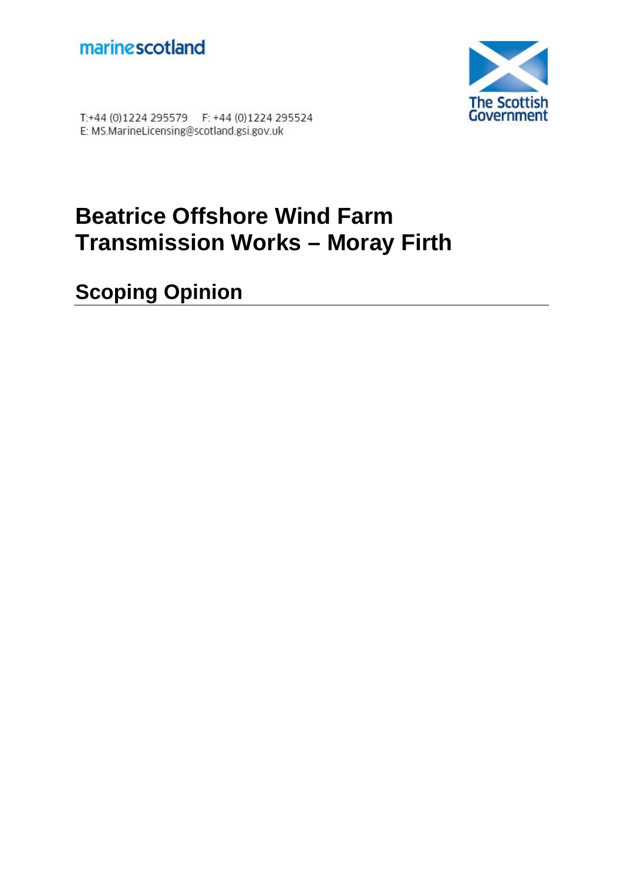marinescotland

The Scottish Government

T:+44 (0)1224 295579 F: +44 (0)1224 295524
E: MS.MarineLicensing@scotland.gsi.gov.uk

# Beatrice Offshore Wind Farm Transmission Works – Moray Firth

## Scoping Opinion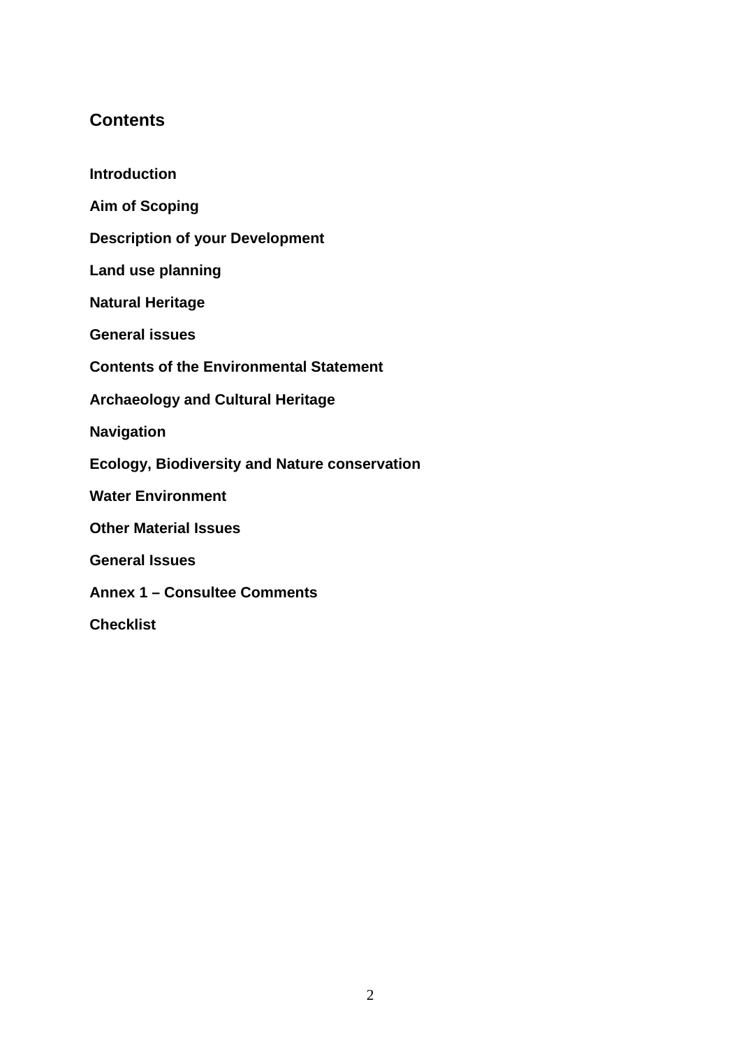## Contents

**Introduction**

**Aim of Scoping**

**Description of your Development**

**Land use planning**

**Natural Heritage**

**General issues**

**Contents of the Environmental Statement**

**Archaeology and Cultural Heritage**

**Navigation**

**Ecology, Biodiversity and Nature conservation**

**Water Environment**

**Other Material Issues**

**General Issues**

**Annex 1 – Consultee Comments**

**Checklist**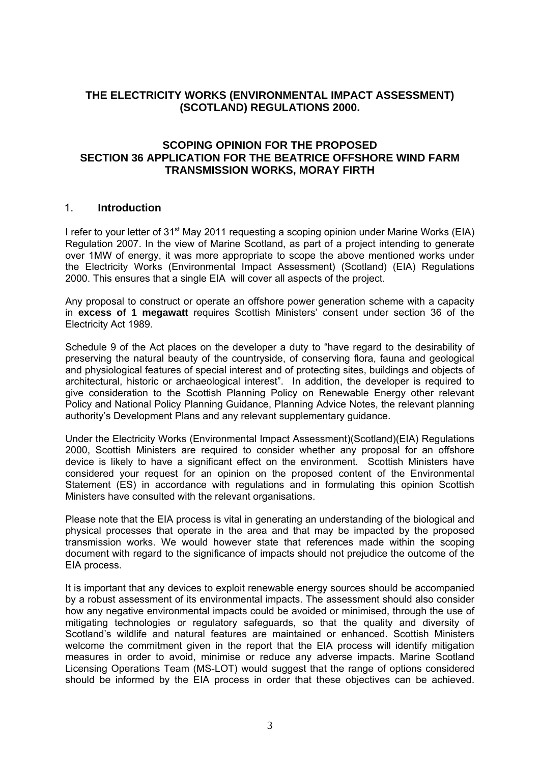**THE ELECTRICITY WORKS (ENVIRONMENTAL IMPACT ASSESSMENT) (SCOTLAND) REGULATIONS 2000.**

**SCOPING OPINION FOR THE PROPOSED SECTION 36 APPLICATION FOR THE BEATRICE OFFSHORE WIND FARM TRANSMISSION WORKS, MORAY FIRTH**

## 1. Introduction

I refer to your letter of 31st May 2011 requesting a scoping opinion under Marine Works (EIA) Regulation 2007. In the view of Marine Scotland, as part of a project intending to generate over 1MW of energy, it was more appropriate to scope the above mentioned works under the Electricity Works (Environmental Impact Assessment) (Scotland) (EIA) Regulations 2000. This ensures that a single EIA will cover all aspects of the project.

Any proposal to construct or operate an offshore power generation scheme with a capacity in **excess of 1 megawatt** requires Scottish Ministers' consent under section 36 of the Electricity Act 1989.

Schedule 9 of the Act places on the developer a duty to "have regard to the desirability of preserving the natural beauty of the countryside, of conserving flora, fauna and geological and physiological features of special interest and of protecting sites, buildings and objects of architectural, historic or archaeological interest". In addition, the developer is required to give consideration to the Scottish Planning Policy on Renewable Energy other relevant Policy and National Policy Planning Guidance, Planning Advice Notes, the relevant planning authority's Development Plans and any relevant supplementary guidance.

Under the Electricity Works (Environmental Impact Assessment)(Scotland)(EIA) Regulations 2000, Scottish Ministers are required to consider whether any proposal for an offshore device is likely to have a significant effect on the environment. Scottish Ministers have considered your request for an opinion on the proposed content of the Environmental Statement (ES) in accordance with regulations and in formulating this opinion Scottish Ministers have consulted with the relevant organisations.

Please note that the EIA process is vital in generating an understanding of the biological and physical processes that operate in the area and that may be impacted by the proposed transmission works. We would however state that references made within the scoping document with regard to the significance of impacts should not prejudice the outcome of the EIA process.

It is important that any devices to exploit renewable energy sources should be accompanied by a robust assessment of its environmental impacts. The assessment should also consider how any negative environmental impacts could be avoided or minimised, through the use of mitigating technologies or regulatory safeguards, so that the quality and diversity of Scotland's wildlife and natural features are maintained or enhanced. Scottish Ministers welcome the commitment given in the report that the EIA process will identify mitigation measures in order to avoid, minimise or reduce any adverse impacts. Marine Scotland Licensing Operations Team (MS-LOT) would suggest that the range of options considered should be informed by the EIA process in order that these objectives can be achieved.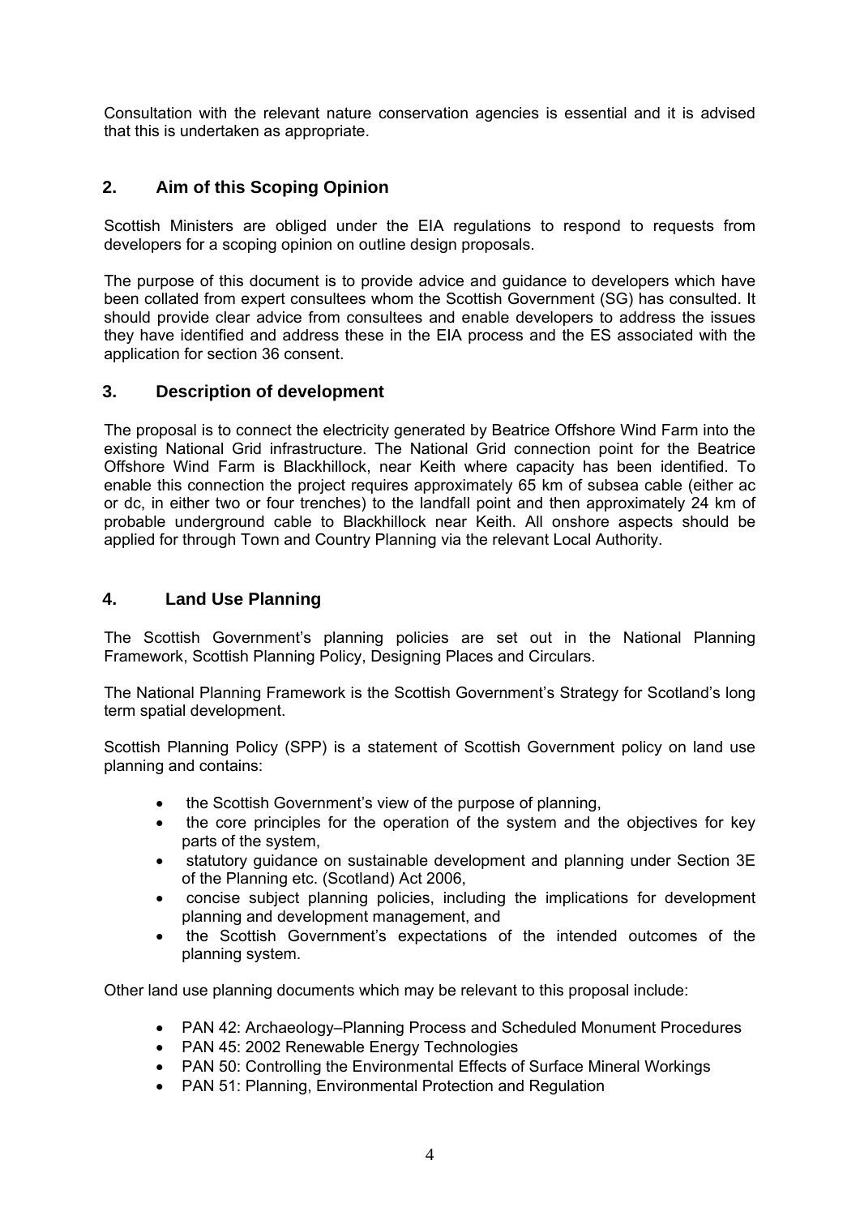Consultation with the relevant nature conservation agencies is essential and it is advised that this is undertaken as appropriate.

## 2. Aim of this Scoping Opinion

Scottish Ministers are obliged under the EIA regulations to respond to requests from developers for a scoping opinion on outline design proposals.

The purpose of this document is to provide advice and guidance to developers which have been collated from expert consultees whom the Scottish Government (SG) has consulted. It should provide clear advice from consultees and enable developers to address the issues they have identified and address these in the EIA process and the ES associated with the application for section 36 consent.

## 3. Description of development

The proposal is to connect the electricity generated by Beatrice Offshore Wind Farm into the existing National Grid infrastructure. The National Grid connection point for the Beatrice Offshore Wind Farm is Blackhillock, near Keith where capacity has been identified. To enable this connection the project requires approximately 65 km of subsea cable (either ac or dc, in either two or four trenches) to the landfall point and then approximately 24 km of probable underground cable to Blackhillock near Keith. All onshore aspects should be applied for through Town and Country Planning via the relevant Local Authority.

## 4. Land Use Planning

The Scottish Government's planning policies are set out in the National Planning Framework, Scottish Planning Policy, Designing Places and Circulars.

The National Planning Framework is the Scottish Government's Strategy for Scotland's long term spatial development.

Scottish Planning Policy (SPP) is a statement of Scottish Government policy on land use planning and contains:

- the Scottish Government's view of the purpose of planning,
- the core principles for the operation of the system and the objectives for key parts of the system,
- statutory guidance on sustainable development and planning under Section 3E of the Planning etc. (Scotland) Act 2006,
- concise subject planning policies, including the implications for development planning and development management, and
- the Scottish Government's expectations of the intended outcomes of the planning system.

Other land use planning documents which may be relevant to this proposal include:

- PAN 42: Archaeology–Planning Process and Scheduled Monument Procedures
- PAN 45: 2002 Renewable Energy Technologies
- PAN 50: Controlling the Environmental Effects of Surface Mineral Workings
- PAN 51: Planning, Environmental Protection and Regulation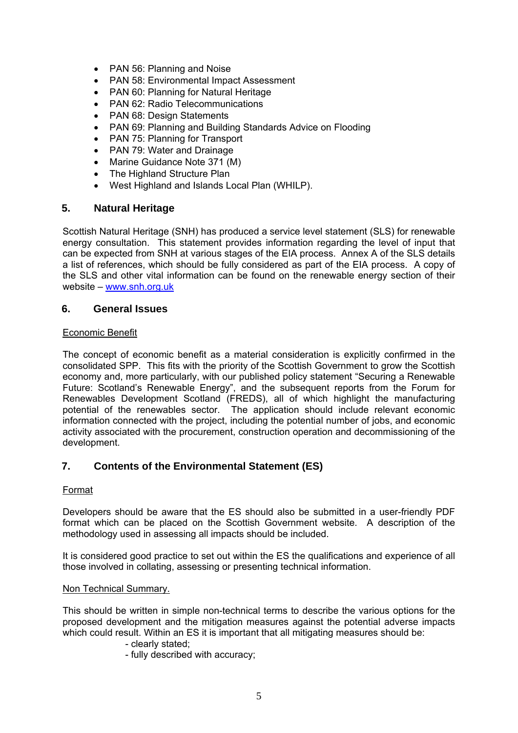- PAN 56: Planning and Noise
- PAN 58: Environmental Impact Assessment
- PAN 60: Planning for Natural Heritage
- PAN 62: Radio Telecommunications
- PAN 68: Design Statements
- PAN 69: Planning and Building Standards Advice on Flooding
- PAN 75: Planning for Transport
- PAN 79: Water and Drainage
- Marine Guidance Note 371 (M)
- The Highland Structure Plan
- West Highland and Islands Local Plan (WHILP).

## 5. Natural Heritage

Scottish Natural Heritage (SNH) has produced a service level statement (SLS) for renewable energy consultation. This statement provides information regarding the level of input that can be expected from SNH at various stages of the EIA process. Annex A of the SLS details a list of references, which should be fully considered as part of the EIA process. A copy of the SLS and other vital information can be found on the renewable energy section of their website – www.snh.org.uk

## 6. General Issues

Economic Benefit

The concept of economic benefit as a material consideration is explicitly confirmed in the consolidated SPP. This fits with the priority of the Scottish Government to grow the Scottish economy and, more particularly, with our published policy statement "Securing a Renewable Future: Scotland's Renewable Energy", and the subsequent reports from the Forum for Renewables Development Scotland (FREDS), all of which highlight the manufacturing potential of the renewables sector. The application should include relevant economic information connected with the project, including the potential number of jobs, and economic activity associated with the procurement, construction operation and decommissioning of the development.

## 7. Contents of the Environmental Statement (ES)

Format

Developers should be aware that the ES should also be submitted in a user-friendly PDF format which can be placed on the Scottish Government website. A description of the methodology used in assessing all impacts should be included.

It is considered good practice to set out within the ES the qualifications and experience of all those involved in collating, assessing or presenting technical information.

Non Technical Summary.

This should be written in simple non-technical terms to describe the various options for the proposed development and the mitigation measures against the potential adverse impacts which could result. Within an ES it is important that all mitigating measures should be:

- clearly stated;
- fully described with accuracy;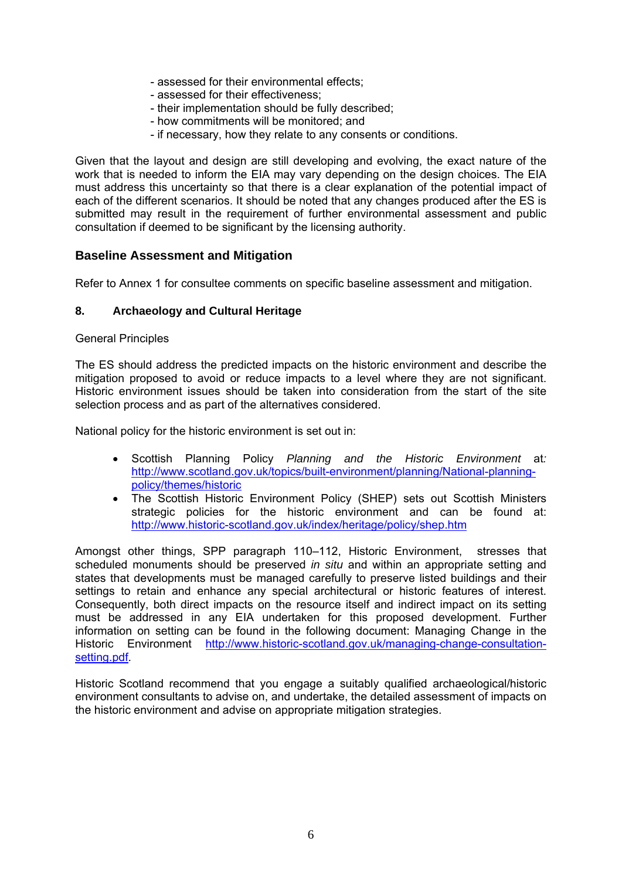- assessed for their environmental effects;
- assessed for their effectiveness;
- their implementation should be fully described;
- how commitments will be monitored; and
- if necessary, how they relate to any consents or conditions.

Given that the layout and design are still developing and evolving, the exact nature of the work that is needed to inform the EIA may vary depending on the design choices. The EIA must address this uncertainty so that there is a clear explanation of the potential impact of each of the different scenarios. It should be noted that any changes produced after the ES is submitted may result in the requirement of further environmental assessment and public consultation if deemed to be significant by the licensing authority.

## Baseline Assessment and Mitigation

Refer to Annex 1 for consultee comments on specific baseline assessment and mitigation.

### 8. Archaeology and Cultural Heritage

General Principles

The ES should address the predicted impacts on the historic environment and describe the mitigation proposed to avoid or reduce impacts to a level where they are not significant. Historic environment issues should be taken into consideration from the start of the site selection process and as part of the alternatives considered.

National policy for the historic environment is set out in:

- Scottish Planning Policy *Planning and the Historic Environment* at: http://www.scotland.gov.uk/topics/built-environment/planning/National-planning-policy/themes/historic
- The Scottish Historic Environment Policy (SHEP) sets out Scottish Ministers strategic policies for the historic environment and can be found at: http://www.historic-scotland.gov.uk/index/heritage/policy/shep.htm

Amongst other things, SPP paragraph 110–112, Historic Environment, stresses that scheduled monuments should be preserved *in situ* and within an appropriate setting and states that developments must be managed carefully to preserve listed buildings and their settings to retain and enhance any special architectural or historic features of interest. Consequently, both direct impacts on the resource itself and indirect impact on its setting must be addressed in any EIA undertaken for this proposed development. Further information on setting can be found in the following document: Managing Change in the Historic Environment http://www.historic-scotland.gov.uk/managing-change-consultation-setting.pdf.

Historic Scotland recommend that you engage a suitably qualified archaeological/historic environment consultants to advise on, and undertake, the detailed assessment of impacts on the historic environment and advise on appropriate mitigation strategies.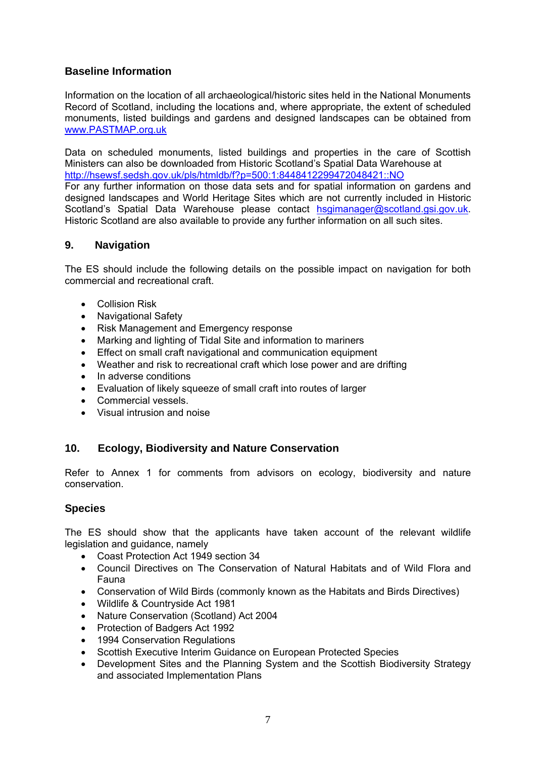### Baseline Information

Information on the location of all archaeological/historic sites held in the National Monuments Record of Scotland, including the locations and, where appropriate, the extent of scheduled monuments, listed buildings and gardens and designed landscapes can be obtained from www.PASTMAP.org.uk

Data on scheduled monuments, listed buildings and properties in the care of Scottish Ministers can also be downloaded from Historic Scotland's Spatial Data Warehouse at http://hsewsf.sedsh.gov.uk/pls/htmldb/f?p=500:1:8448412299472048421::NO
For any further information on those data sets and for spatial information on gardens and designed landscapes and World Heritage Sites which are not currently included in Historic Scotland's Spatial Data Warehouse please contact hsgimanager@scotland.gsi.gov.uk. Historic Scotland are also available to provide any further information on all such sites.

## 9. Navigation

The ES should include the following details on the possible impact on navigation for both commercial and recreational craft.

- Collision Risk
- Navigational Safety
- Risk Management and Emergency response
- Marking and lighting of Tidal Site and information to mariners
- Effect on small craft navigational and communication equipment
- Weather and risk to recreational craft which lose power and are drifting
- In adverse conditions
- Evaluation of likely squeeze of small craft into routes of larger
- Commercial vessels.
- Visual intrusion and noise

## 10. Ecology, Biodiversity and Nature Conservation

Refer to Annex 1 for comments from advisors on ecology, biodiversity and nature conservation.

### Species

The ES should show that the applicants have taken account of the relevant wildlife legislation and guidance, namely

- Coast Protection Act 1949 section 34
- Council Directives on The Conservation of Natural Habitats and of Wild Flora and Fauna
- Conservation of Wild Birds (commonly known as the Habitats and Birds Directives)
- Wildlife & Countryside Act 1981
- Nature Conservation (Scotland) Act 2004
- Protection of Badgers Act 1992
- 1994 Conservation Regulations
- Scottish Executive Interim Guidance on European Protected Species
- Development Sites and the Planning System and the Scottish Biodiversity Strategy and associated Implementation Plans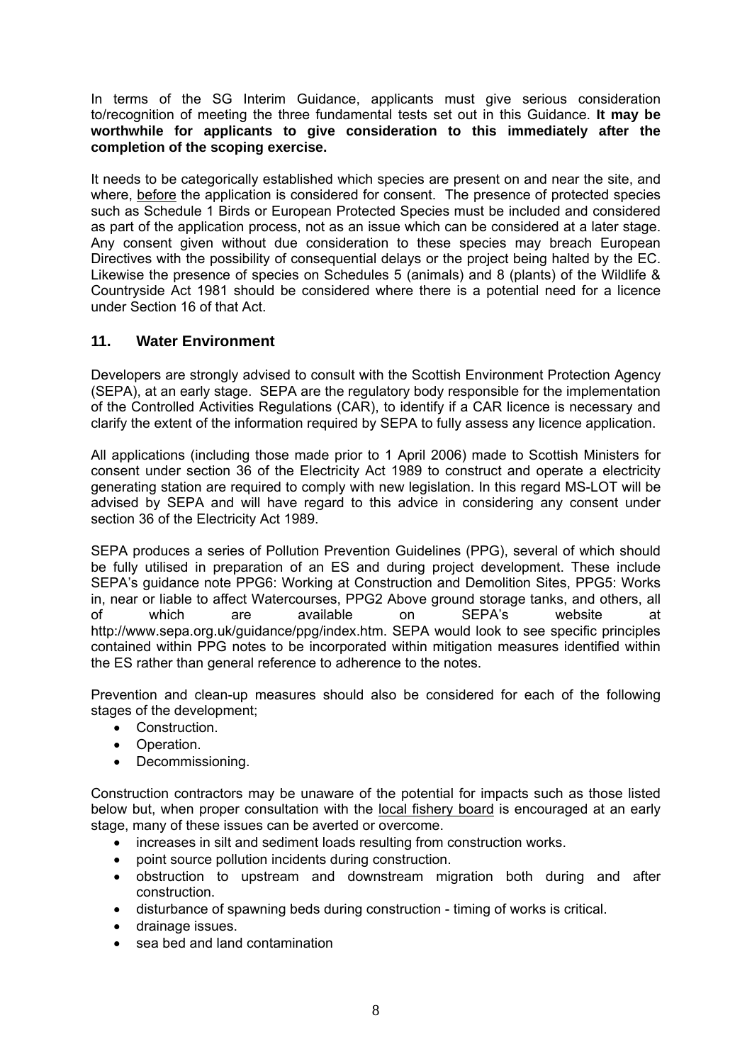In terms of the SG Interim Guidance, applicants must give serious consideration to/recognition of meeting the three fundamental tests set out in this Guidance. **It may be worthwhile for applicants to give consideration to this immediately after the completion of the scoping exercise.**

It needs to be categorically established which species are present on and near the site, and where, <u>before</u> the application is considered for consent. The presence of protected species such as Schedule 1 Birds or European Protected Species must be included and considered as part of the application process, not as an issue which can be considered at a later stage. Any consent given without due consideration to these species may breach European Directives with the possibility of consequential delays or the project being halted by the EC. Likewise the presence of species on Schedules 5 (animals) and 8 (plants) of the Wildlife & Countryside Act 1981 should be considered where there is a potential need for a licence under Section 16 of that Act.

## 11. Water Environment

Developers are strongly advised to consult with the Scottish Environment Protection Agency (SEPA), at an early stage. SEPA are the regulatory body responsible for the implementation of the Controlled Activities Regulations (CAR), to identify if a CAR licence is necessary and clarify the extent of the information required by SEPA to fully assess any licence application.

All applications (including those made prior to 1 April 2006) made to Scottish Ministers for consent under section 36 of the Electricity Act 1989 to construct and operate a electricity generating station are required to comply with new legislation. In this regard MS-LOT will be advised by SEPA and will have regard to this advice in considering any consent under section 36 of the Electricity Act 1989.

SEPA produces a series of Pollution Prevention Guidelines (PPG), several of which should be fully utilised in preparation of an ES and during project development. These include SEPA's guidance note PPG6: Working at Construction and Demolition Sites, PPG5: Works in, near or liable to affect Watercourses, PPG2 Above ground storage tanks, and others, all of which are available on SEPA's website at http://www.sepa.org.uk/guidance/ppg/index.htm. SEPA would look to see specific principles contained within PPG notes to be incorporated within mitigation measures identified within the ES rather than general reference to adherence to the notes.

Prevention and clean-up measures should also be considered for each of the following stages of the development;

- Construction.
- Operation.
- Decommissioning.

Construction contractors may be unaware of the potential for impacts such as those listed below but, when proper consultation with the <u>local fishery board</u> is encouraged at an early stage, many of these issues can be averted or overcome.

- increases in silt and sediment loads resulting from construction works.
- point source pollution incidents during construction.
- obstruction to upstream and downstream migration both during and after construction.
- disturbance of spawning beds during construction - timing of works is critical.
- drainage issues.
- sea bed and land contamination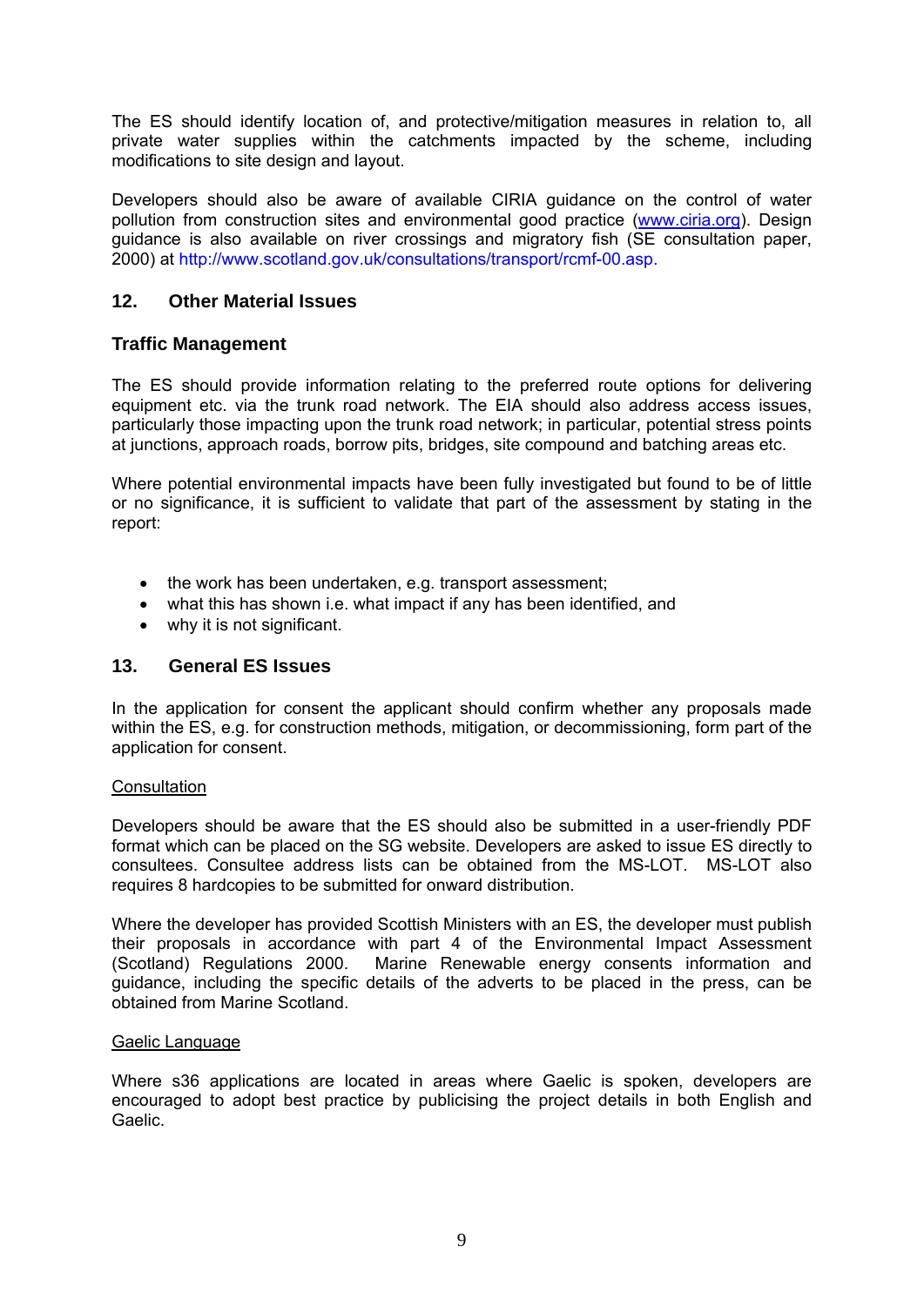The ES should identify location of, and protective/mitigation measures in relation to, all private water supplies within the catchments impacted by the scheme, including modifications to site design and layout.

Developers should also be aware of available CIRIA guidance on the control of water pollution from construction sites and environmental good practice (www.ciria.org). Design guidance is also available on river crossings and migratory fish (SE consultation paper, 2000) at http://www.scotland.gov.uk/consultations/transport/rcmf-00.asp.

## 12. Other Material Issues

### Traffic Management

The ES should provide information relating to the preferred route options for delivering equipment etc. via the trunk road network. The EIA should also address access issues, particularly those impacting upon the trunk road network; in particular, potential stress points at junctions, approach roads, borrow pits, bridges, site compound and batching areas etc.

Where potential environmental impacts have been fully investigated but found to be of little or no significance, it is sufficient to validate that part of the assessment by stating in the report:

- the work has been undertaken, e.g. transport assessment;
- what this has shown i.e. what impact if any has been identified, and
- why it is not significant.

## 13. General ES Issues

In the application for consent the applicant should confirm whether any proposals made within the ES, e.g. for construction methods, mitigation, or decommissioning, form part of the application for consent.

Consultation

Developers should be aware that the ES should also be submitted in a user-friendly PDF format which can be placed on the SG website. Developers are asked to issue ES directly to consultees. Consultee address lists can be obtained from the MS-LOT. MS-LOT also requires 8 hardcopies to be submitted for onward distribution.

Where the developer has provided Scottish Ministers with an ES, the developer must publish their proposals in accordance with part 4 of the Environmental Impact Assessment (Scotland) Regulations 2000. Marine Renewable energy consents information and guidance, including the specific details of the adverts to be placed in the press, can be obtained from Marine Scotland.

Gaelic Language

Where s36 applications are located in areas where Gaelic is spoken, developers are encouraged to adopt best practice by publicising the project details in both English and Gaelic.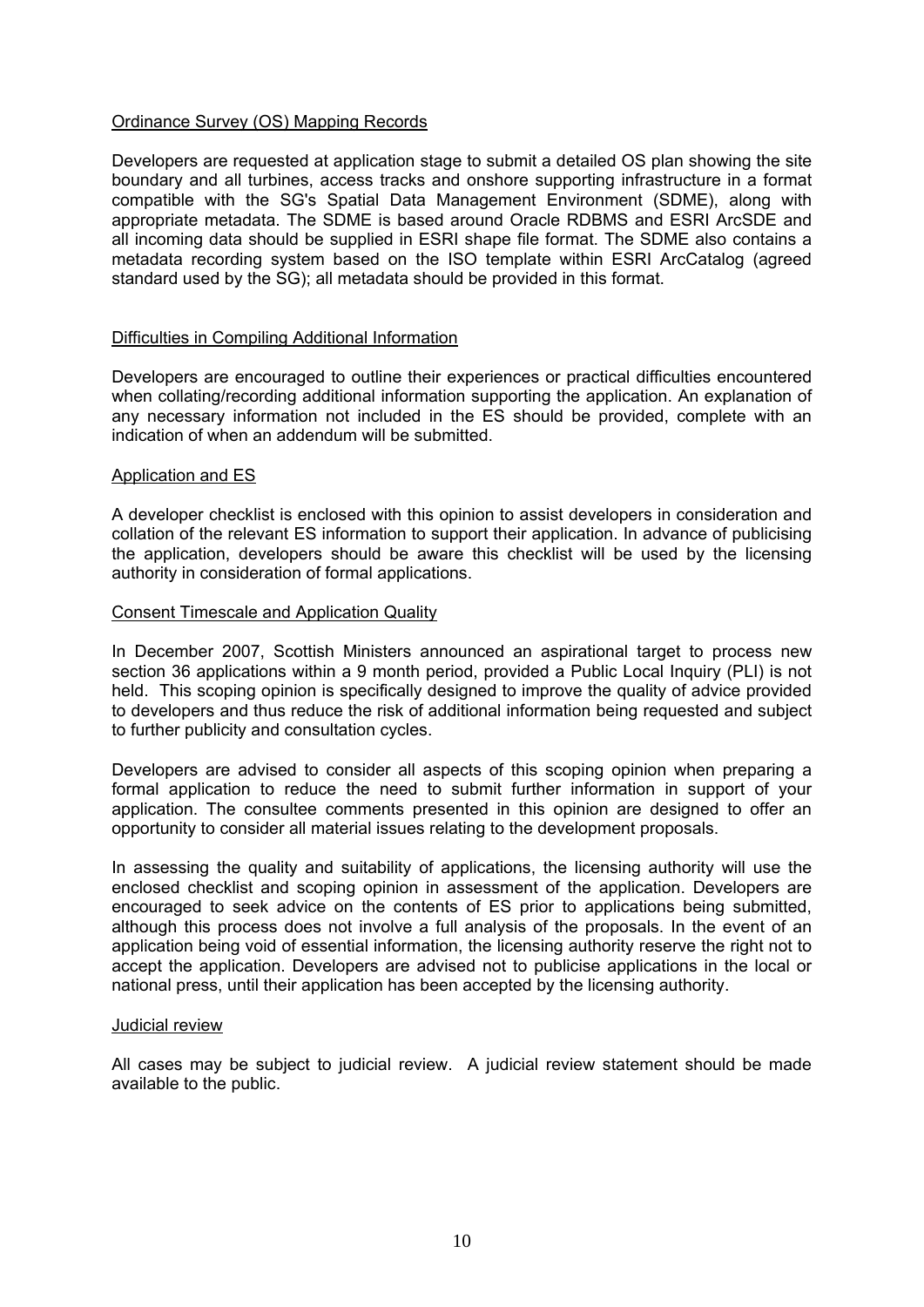Ordinance Survey (OS) Mapping Records

Developers are requested at application stage to submit a detailed OS plan showing the site boundary and all turbines, access tracks and onshore supporting infrastructure in a format compatible with the SG's Spatial Data Management Environment (SDME), along with appropriate metadata. The SDME is based around Oracle RDBMS and ESRI ArcSDE and all incoming data should be supplied in ESRI shape file format. The SDME also contains a metadata recording system based on the ISO template within ESRI ArcCatalog (agreed standard used by the SG); all metadata should be provided in this format.

Difficulties in Compiling Additional Information

Developers are encouraged to outline their experiences or practical difficulties encountered when collating/recording additional information supporting the application. An explanation of any necessary information not included in the ES should be provided, complete with an indication of when an addendum will be submitted.

Application and ES

A developer checklist is enclosed with this opinion to assist developers in consideration and collation of the relevant ES information to support their application. In advance of publicising the application, developers should be aware this checklist will be used by the licensing authority in consideration of formal applications.

Consent Timescale and Application Quality

In December 2007, Scottish Ministers announced an aspirational target to process new section 36 applications within a 9 month period, provided a Public Local Inquiry (PLI) is not held. This scoping opinion is specifically designed to improve the quality of advice provided to developers and thus reduce the risk of additional information being requested and subject to further publicity and consultation cycles.

Developers are advised to consider all aspects of this scoping opinion when preparing a formal application to reduce the need to submit further information in support of your application. The consultee comments presented in this opinion are designed to offer an opportunity to consider all material issues relating to the development proposals.

In assessing the quality and suitability of applications, the licensing authority will use the enclosed checklist and scoping opinion in assessment of the application. Developers are encouraged to seek advice on the contents of ES prior to applications being submitted, although this process does not involve a full analysis of the proposals. In the event of an application being void of essential information, the licensing authority reserve the right not to accept the application. Developers are advised not to publicise applications in the local or national press, until their application has been accepted by the licensing authority.

Judicial review

All cases may be subject to judicial review. A judicial review statement should be made available to the public.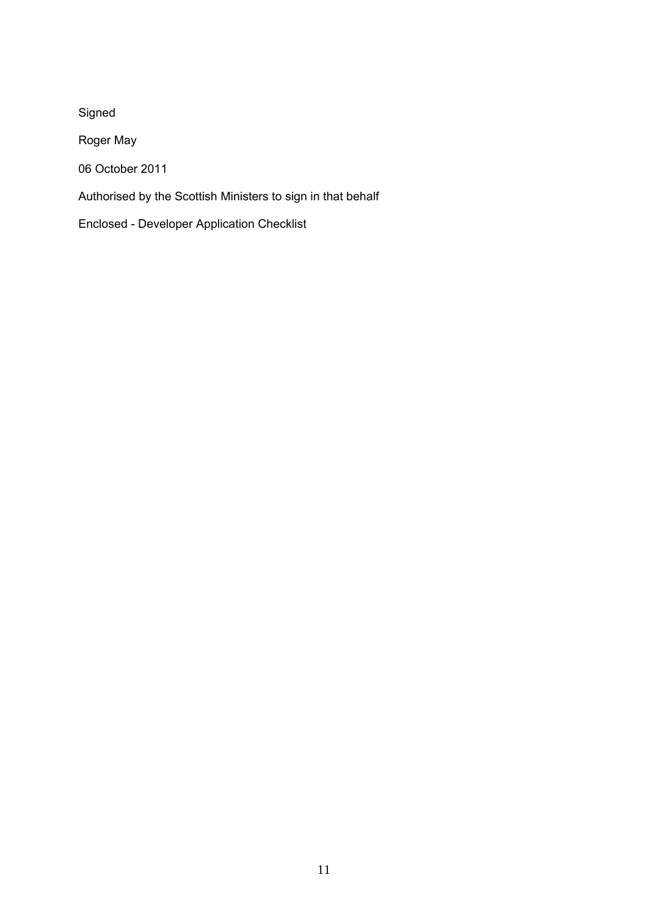Signed

Roger May

06 October 2011

Authorised by the Scottish Ministers to sign in that behalf

Enclosed - Developer Application Checklist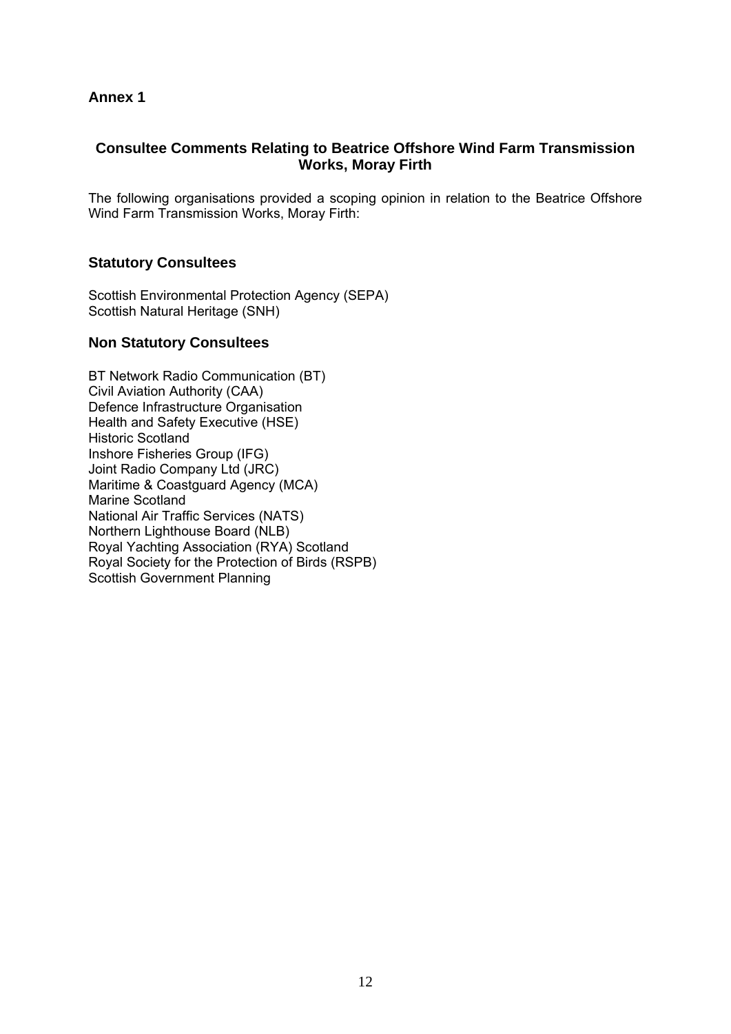## Annex 1

### Consultee Comments Relating to Beatrice Offshore Wind Farm Transmission Works, Moray Firth

The following organisations provided a scoping opinion in relation to the Beatrice Offshore Wind Farm Transmission Works, Moray Firth:

### Statutory Consultees

Scottish Environmental Protection Agency (SEPA)
Scottish Natural Heritage (SNH)

### Non Statutory Consultees

BT Network Radio Communication (BT)
Civil Aviation Authority (CAA)
Defence Infrastructure Organisation
Health and Safety Executive (HSE)
Historic Scotland
Inshore Fisheries Group (IFG)
Joint Radio Company Ltd (JRC)
Maritime & Coastguard Agency (MCA)
Marine Scotland
National Air Traffic Services (NATS)
Northern Lighthouse Board (NLB)
Royal Yachting Association (RYA) Scotland
Royal Society for the Protection of Birds (RSPB)
Scottish Government Planning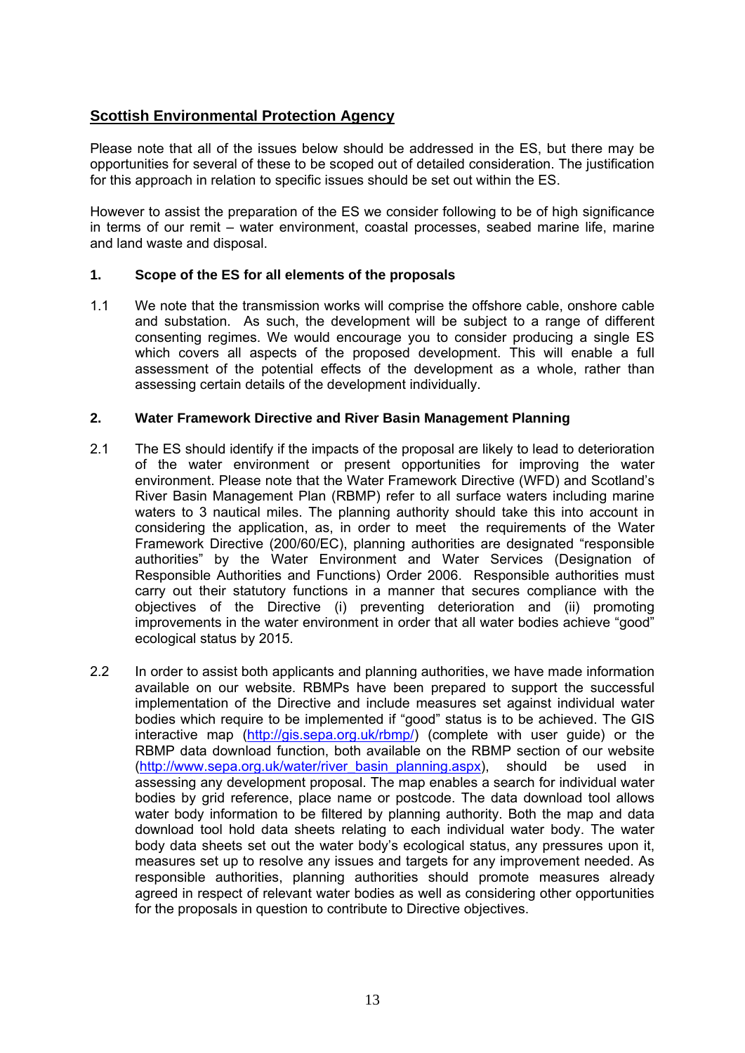## Scottish Environmental Protection Agency

Please note that all of the issues below should be addressed in the ES, but there may be opportunities for several of these to be scoped out of detailed consideration. The justification for this approach in relation to specific issues should be set out within the ES.

However to assist the preparation of the ES we consider following to be of high significance in terms of our remit – water environment, coastal processes, seabed marine life, marine and land waste and disposal.

### 1. Scope of the ES for all elements of the proposals

1.1 We note that the transmission works will comprise the offshore cable, onshore cable and substation. As such, the development will be subject to a range of different consenting regimes. We would encourage you to consider producing a single ES which covers all aspects of the proposed development. This will enable a full assessment of the potential effects of the development as a whole, rather than assessing certain details of the development individually.

### 2. Water Framework Directive and River Basin Management Planning

2.1 The ES should identify if the impacts of the proposal are likely to lead to deterioration of the water environment or present opportunities for improving the water environment. Please note that the Water Framework Directive (WFD) and Scotland's River Basin Management Plan (RBMP) refer to all surface waters including marine waters to 3 nautical miles. The planning authority should take this into account in considering the application, as, in order to meet the requirements of the Water Framework Directive (200/60/EC), planning authorities are designated "responsible authorities" by the Water Environment and Water Services (Designation of Responsible Authorities and Functions) Order 2006. Responsible authorities must carry out their statutory functions in a manner that secures compliance with the objectives of the Directive (i) preventing deterioration and (ii) promoting improvements in the water environment in order that all water bodies achieve "good" ecological status by 2015.

2.2 In order to assist both applicants and planning authorities, we have made information available on our website. RBMPs have been prepared to support the successful implementation of the Directive and include measures set against individual water bodies which require to be implemented if "good" status is to be achieved. The GIS interactive map (http://gis.sepa.org.uk/rbmp/) (complete with user guide) or the RBMP data download function, both available on the RBMP section of our website (http://www.sepa.org.uk/water/river_basin_planning.aspx), should be used in assessing any development proposal. The map enables a search for individual water bodies by grid reference, place name or postcode. The data download tool allows water body information to be filtered by planning authority. Both the map and data download tool hold data sheets relating to each individual water body. The water body data sheets set out the water body's ecological status, any pressures upon it, measures set up to resolve any issues and targets for any improvement needed. As responsible authorities, planning authorities should promote measures already agreed in respect of relevant water bodies as well as considering other opportunities for the proposals in question to contribute to Directive objectives.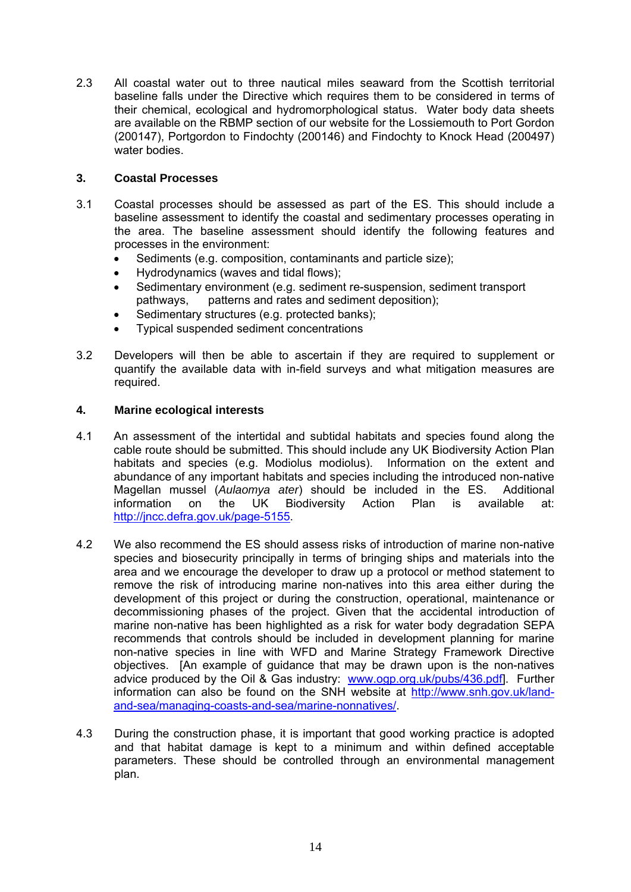2.3 All coastal water out to three nautical miles seaward from the Scottish territorial baseline falls under the Directive which requires them to be considered in terms of their chemical, ecological and hydromorphological status. Water body data sheets are available on the RBMP section of our website for the Lossiemouth to Port Gordon (200147), Portgordon to Findochty (200146) and Findochty to Knock Head (200497) water bodies.

## 3. Coastal Processes

3.1 Coastal processes should be assessed as part of the ES. This should include a baseline assessment to identify the coastal and sedimentary processes operating in the area. The baseline assessment should identify the following features and processes in the environment:

- Sediments (e.g. composition, contaminants and particle size);
- Hydrodynamics (waves and tidal flows);
- Sedimentary environment (e.g. sediment re-suspension, sediment transport pathways, patterns and rates and sediment deposition);
- Sedimentary structures (e.g. protected banks);
- Typical suspended sediment concentrations

3.2 Developers will then be able to ascertain if they are required to supplement or quantify the available data with in-field surveys and what mitigation measures are required.

## 4. Marine ecological interests

4.1 An assessment of the intertidal and subtidal habitats and species found along the cable route should be submitted. This should include any UK Biodiversity Action Plan habitats and species (e.g. Modiolus modiolus). Information on the extent and abundance of any important habitats and species including the introduced non-native Magellan mussel (*Aulaomya ater*) should be included in the ES. Additional information on the UK Biodiversity Action Plan is available at: http://jncc.defra.gov.uk/page-5155.

4.2 We also recommend the ES should assess risks of introduction of marine non-native species and biosecurity principally in terms of bringing ships and materials into the area and we encourage the developer to draw up a protocol or method statement to remove the risk of introducing marine non-natives into this area either during the development of this project or during the construction, operational, maintenance or decommissioning phases of the project. Given that the accidental introduction of marine non-native has been highlighted as a risk for water body degradation SEPA recommends that controls should be included in development planning for marine non-native species in line with WFD and Marine Strategy Framework Directive objectives. [An example of guidance that may be drawn upon is the non-natives advice produced by the Oil & Gas industry: www.ogp.org.uk/pubs/436.pdf]. Further information can also be found on the SNH website at http://www.snh.gov.uk/land-and-sea/managing-coasts-and-sea/marine-nonnatives/.

4.3 During the construction phase, it is important that good working practice is adopted and that habitat damage is kept to a minimum and within defined acceptable parameters. These should be controlled through an environmental management plan.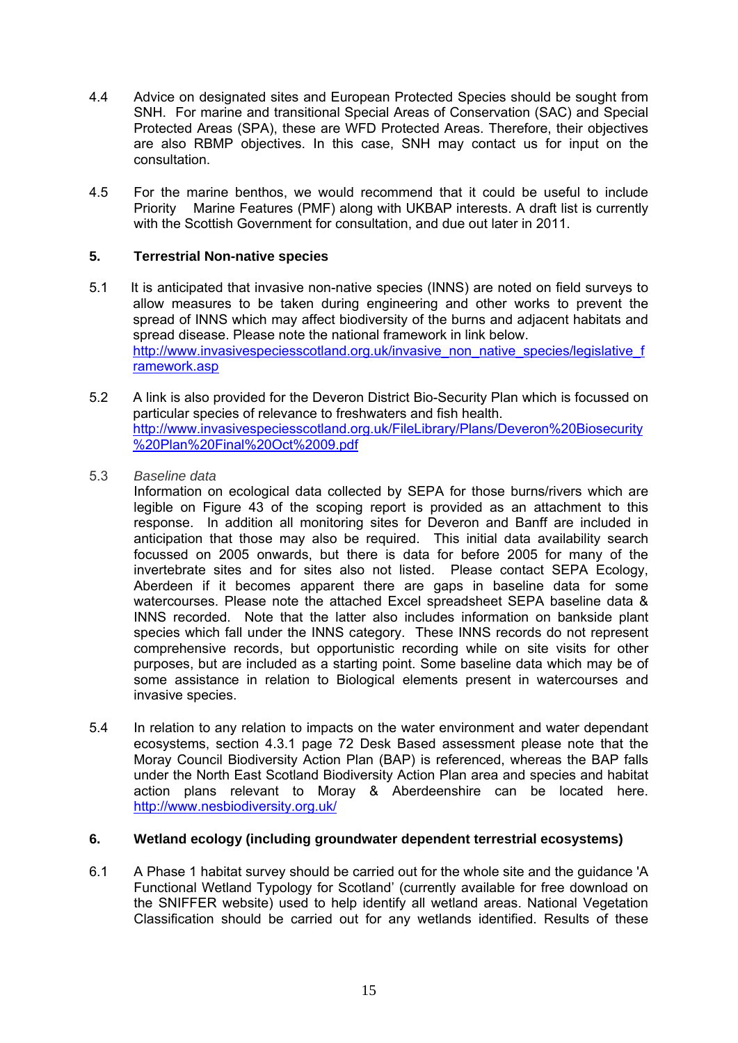4.4 Advice on designated sites and European Protected Species should be sought from SNH. For marine and transitional Special Areas of Conservation (SAC) and Special Protected Areas (SPA), these are WFD Protected Areas. Therefore, their objectives are also RBMP objectives. In this case, SNH may contact us for input on the consultation.

4.5 For the marine benthos, we would recommend that it could be useful to include Priority Marine Features (PMF) along with UKBAP interests. A draft list is currently with the Scottish Government for consultation, and due out later in 2011.

## 5. Terrestrial Non-native species

5.1 It is anticipated that invasive non-native species (INNS) are noted on field surveys to allow measures to be taken during engineering and other works to prevent the spread of INNS which may affect biodiversity of the burns and adjacent habitats and spread disease. Please note the national framework in link below. http://www.invasivespeciesscotland.org.uk/invasive_non_native_species/legislative_framework.asp

5.2 A link is also provided for the Deveron District Bio-Security Plan which is focussed on particular species of relevance to freshwaters and fish health. http://www.invasivespeciesscotland.org.uk/FileLibrary/Plans/Deveron%20Biosecurity%20Plan%20Final%20Oct%2009.pdf

5.3 *Baseline data*

Information on ecological data collected by SEPA for those burns/rivers which are legible on Figure 43 of the scoping report is provided as an attachment to this response. In addition all monitoring sites for Deveron and Banff are included in anticipation that those may also be required. This initial data availability search focussed on 2005 onwards, but there is data for before 2005 for many of the invertebrate sites and for sites also not listed. Please contact SEPA Ecology, Aberdeen if it becomes apparent there are gaps in baseline data for some watercourses. Please note the attached Excel spreadsheet SEPA baseline data & INNS recorded. Note that the latter also includes information on bankside plant species which fall under the INNS category. These INNS records do not represent comprehensive records, but opportunistic recording while on site visits for other purposes, but are included as a starting point. Some baseline data which may be of some assistance in relation to Biological elements present in watercourses and invasive species.

5.4 In relation to any relation to impacts on the water environment and water dependant ecosystems, section 4.3.1 page 72 Desk Based assessment please note that the Moray Council Biodiversity Action Plan (BAP) is referenced, whereas the BAP falls under the North East Scotland Biodiversity Action Plan area and species and habitat action plans relevant to Moray & Aberdeenshire can be located here. http://www.nesbiodiversity.org.uk/

## 6. Wetland ecology (including groundwater dependent terrestrial ecosystems)

6.1 A Phase 1 habitat survey should be carried out for the whole site and the guidance 'A Functional Wetland Typology for Scotland' (currently available for free download on the SNIFFER website) used to help identify all wetland areas. National Vegetation Classification should be carried out for any wetlands identified. Results of these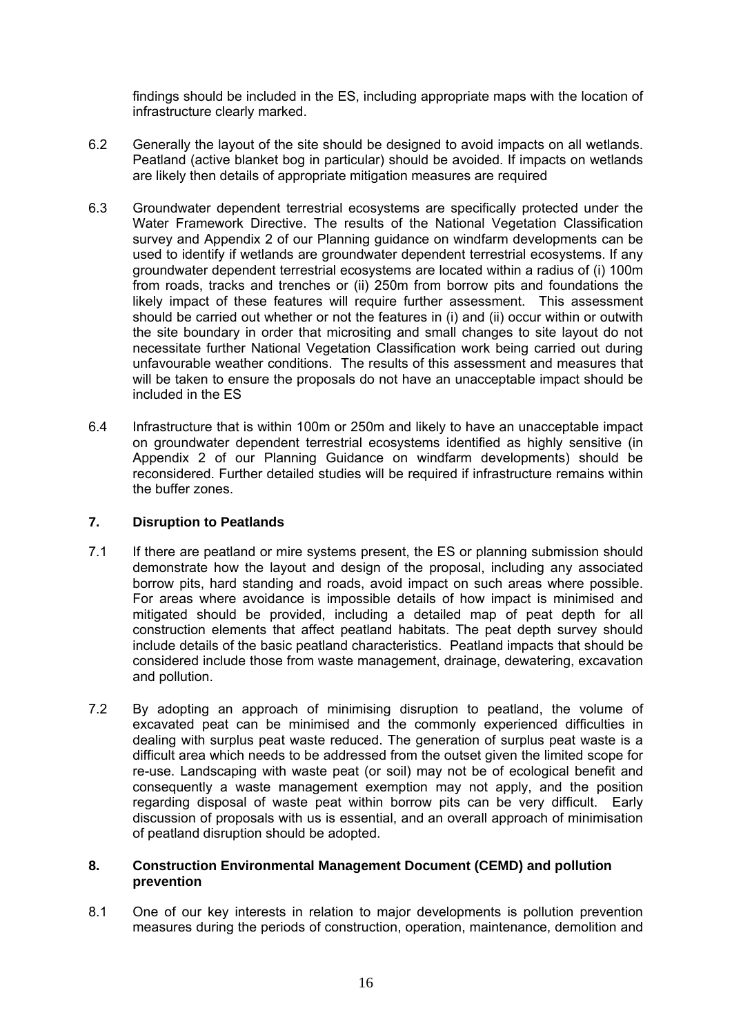findings should be included in the ES, including appropriate maps with the location of infrastructure clearly marked.

6.2 Generally the layout of the site should be designed to avoid impacts on all wetlands. Peatland (active blanket bog in particular) should be avoided. If impacts on wetlands are likely then details of appropriate mitigation measures are required

6.3 Groundwater dependent terrestrial ecosystems are specifically protected under the Water Framework Directive. The results of the National Vegetation Classification survey and Appendix 2 of our Planning guidance on windfarm developments can be used to identify if wetlands are groundwater dependent terrestrial ecosystems. If any groundwater dependent terrestrial ecosystems are located within a radius of (i) 100m from roads, tracks and trenches or (ii) 250m from borrow pits and foundations the likely impact of these features will require further assessment. This assessment should be carried out whether or not the features in (i) and (ii) occur within or outwith the site boundary in order that micrositing and small changes to site layout do not necessitate further National Vegetation Classification work being carried out during unfavourable weather conditions. The results of this assessment and measures that will be taken to ensure the proposals do not have an unacceptable impact should be included in the ES

6.4 Infrastructure that is within 100m or 250m and likely to have an unacceptable impact on groundwater dependent terrestrial ecosystems identified as highly sensitive (in Appendix 2 of our Planning Guidance on windfarm developments) should be reconsidered. Further detailed studies will be required if infrastructure remains within the buffer zones.

## 7. Disruption to Peatlands

7.1 If there are peatland or mire systems present, the ES or planning submission should demonstrate how the layout and design of the proposal, including any associated borrow pits, hard standing and roads, avoid impact on such areas where possible. For areas where avoidance is impossible details of how impact is minimised and mitigated should be provided, including a detailed map of peat depth for all construction elements that affect peatland habitats. The peat depth survey should include details of the basic peatland characteristics. Peatland impacts that should be considered include those from waste management, drainage, dewatering, excavation and pollution.

7.2 By adopting an approach of minimising disruption to peatland, the volume of excavated peat can be minimised and the commonly experienced difficulties in dealing with surplus peat waste reduced. The generation of surplus peat waste is a difficult area which needs to be addressed from the outset given the limited scope for re-use. Landscaping with waste peat (or soil) may not be of ecological benefit and consequently a waste management exemption may not apply, and the position regarding disposal of waste peat within borrow pits can be very difficult. Early discussion of proposals with us is essential, and an overall approach of minimisation of peatland disruption should be adopted.

## 8. Construction Environmental Management Document (CEMD) and pollution prevention

8.1 One of our key interests in relation to major developments is pollution prevention measures during the periods of construction, operation, maintenance, demolition and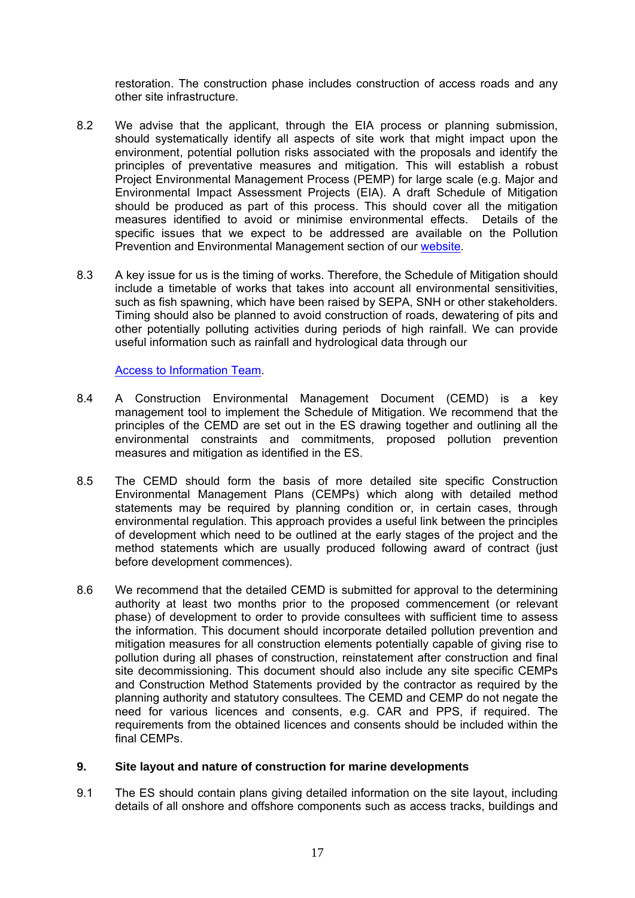restoration. The construction phase includes construction of access roads and any other site infrastructure.

8.2 We advise that the applicant, through the EIA process or planning submission, should systematically identify all aspects of site work that might impact upon the environment, potential pollution risks associated with the proposals and identify the principles of preventative measures and mitigation. This will establish a robust Project Environmental Management Process (PEMP) for large scale (e.g. Major and Environmental Impact Assessment Projects (EIA). A draft Schedule of Mitigation should be produced as part of this process. This should cover all the mitigation measures identified to avoid or minimise environmental effects. Details of the specific issues that we expect to be addressed are available on the Pollution Prevention and Environmental Management section of our [website](website).

8.3 A key issue for us is the timing of works. Therefore, the Schedule of Mitigation should include a timetable of works that takes into account all environmental sensitivities, such as fish spawning, which have been raised by SEPA, SNH or other stakeholders. Timing should also be planned to avoid construction of roads, dewatering of pits and other potentially polluting activities during periods of high rainfall. We can provide useful information such as rainfall and hydrological data through our

[Access to Information Team](Access to Information Team).

8.4 A Construction Environmental Management Document (CEMD) is a key management tool to implement the Schedule of Mitigation. We recommend that the principles of the CEMD are set out in the ES drawing together and outlining all the environmental constraints and commitments, proposed pollution prevention measures and mitigation as identified in the ES.

8.5 The CEMD should form the basis of more detailed site specific Construction Environmental Management Plans (CEMPs) which along with detailed method statements may be required by planning condition or, in certain cases, through environmental regulation. This approach provides a useful link between the principles of development which need to be outlined at the early stages of the project and the method statements which are usually produced following award of contract (just before development commences).

8.6 We recommend that the detailed CEMD is submitted for approval to the determining authority at least two months prior to the proposed commencement (or relevant phase) of development to order to provide consultees with sufficient time to assess the information. This document should incorporate detailed pollution prevention and mitigation measures for all construction elements potentially capable of giving rise to pollution during all phases of construction, reinstatement after construction and final site decommissioning. This document should also include any site specific CEMPs and Construction Method Statements provided by the contractor as required by the planning authority and statutory consultees. The CEMD and CEMP do not negate the need for various licences and consents, e.g. CAR and PPS, if required. The requirements from the obtained licences and consents should be included within the final CEMPs.

## 9. Site layout and nature of construction for marine developments

9.1 The ES should contain plans giving detailed information on the site layout, including details of all onshore and offshore components such as access tracks, buildings and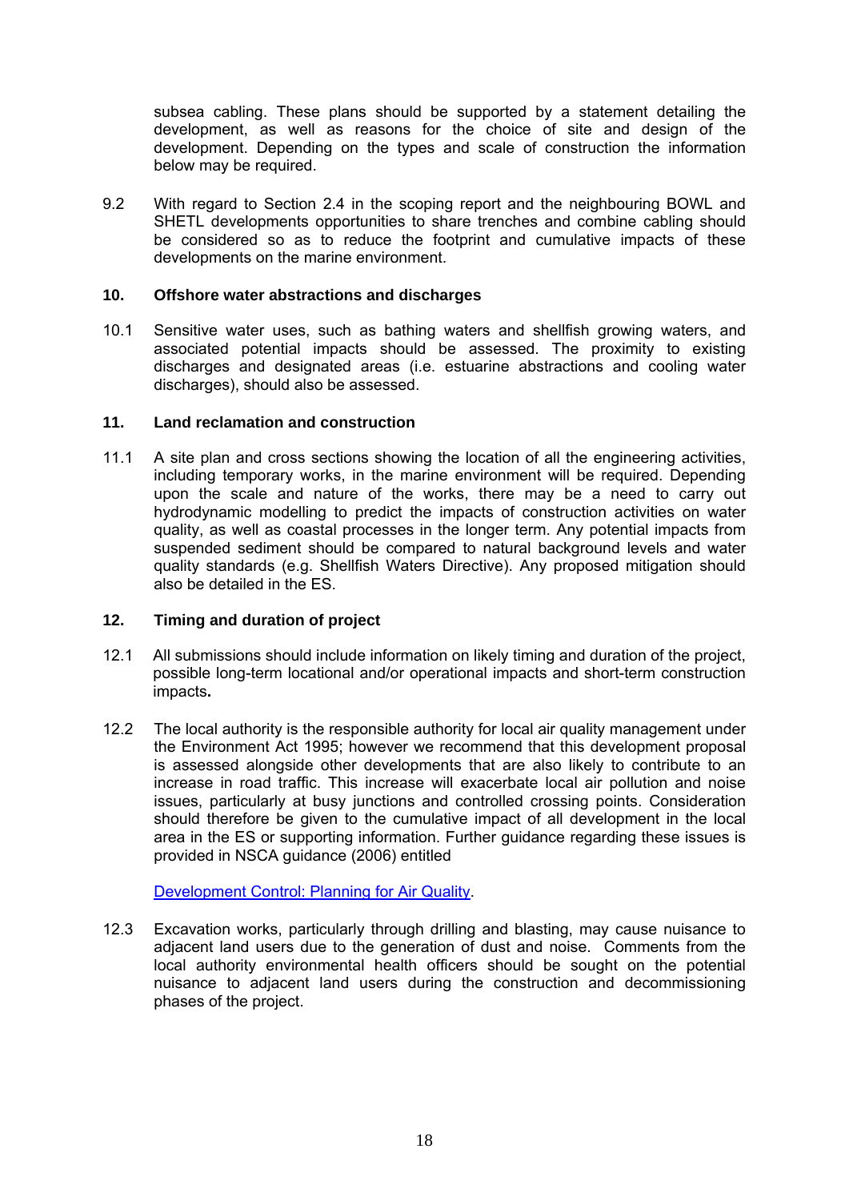subsea cabling. These plans should be supported by a statement detailing the development, as well as reasons for the choice of site and design of the development. Depending on the types and scale of construction the information below may be required.

9.2 With regard to Section 2.4 in the scoping report and the neighbouring BOWL and SHETL developments opportunities to share trenches and combine cabling should be considered so as to reduce the footprint and cumulative impacts of these developments on the marine environment.

## 10. Offshore water abstractions and discharges

10.1 Sensitive water uses, such as bathing waters and shellfish growing waters, and associated potential impacts should be assessed. The proximity to existing discharges and designated areas (i.e. estuarine abstractions and cooling water discharges), should also be assessed.

## 11. Land reclamation and construction

11.1 A site plan and cross sections showing the location of all the engineering activities, including temporary works, in the marine environment will be required. Depending upon the scale and nature of the works, there may be a need to carry out hydrodynamic modelling to predict the impacts of construction activities on water quality, as well as coastal processes in the longer term. Any potential impacts from suspended sediment should be compared to natural background levels and water quality standards (e.g. Shellfish Waters Directive). Any proposed mitigation should also be detailed in the ES.

## 12. Timing and duration of project

12.1 All submissions should include information on likely timing and duration of the project, possible long-term locational and/or operational impacts and short-term construction impacts**.**

12.2 The local authority is the responsible authority for local air quality management under the Environment Act 1995; however we recommend that this development proposal is assessed alongside other developments that are also likely to contribute to an increase in road traffic. This increase will exacerbate local air pollution and noise issues, particularly at busy junctions and controlled crossing points. Consideration should therefore be given to the cumulative impact of all development in the local area in the ES or supporting information. Further guidance regarding these issues is provided in NSCA guidance (2006) entitled

Development Control: Planning for Air Quality.

12.3 Excavation works, particularly through drilling and blasting, may cause nuisance to adjacent land users due to the generation of dust and noise. Comments from the local authority environmental health officers should be sought on the potential nuisance to adjacent land users during the construction and decommissioning phases of the project.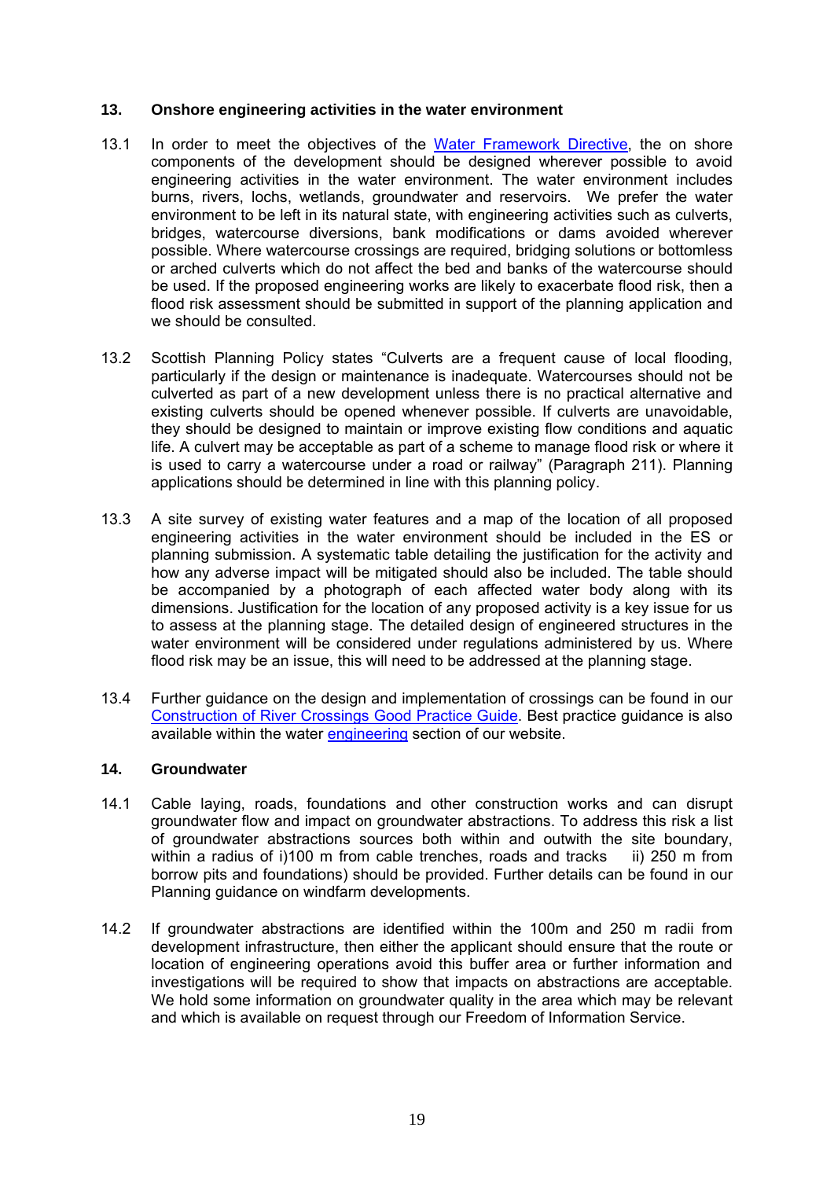## 13. Onshore engineering activities in the water environment

13.1 In order to meet the objectives of the Water Framework Directive, the on shore components of the development should be designed wherever possible to avoid engineering activities in the water environment. The water environment includes burns, rivers, lochs, wetlands, groundwater and reservoirs. We prefer the water environment to be left in its natural state, with engineering activities such as culverts, bridges, watercourse diversions, bank modifications or dams avoided wherever possible. Where watercourse crossings are required, bridging solutions or bottomless or arched culverts which do not affect the bed and banks of the watercourse should be used. If the proposed engineering works are likely to exacerbate flood risk, then a flood risk assessment should be submitted in support of the planning application and we should be consulted.

13.2 Scottish Planning Policy states "Culverts are a frequent cause of local flooding, particularly if the design or maintenance is inadequate. Watercourses should not be culverted as part of a new development unless there is no practical alternative and existing culverts should be opened whenever possible. If culverts are unavoidable, they should be designed to maintain or improve existing flow conditions and aquatic life. A culvert may be acceptable as part of a scheme to manage flood risk or where it is used to carry a watercourse under a road or railway" (Paragraph 211). Planning applications should be determined in line with this planning policy.

13.3 A site survey of existing water features and a map of the location of all proposed engineering activities in the water environment should be included in the ES or planning submission. A systematic table detailing the justification for the activity and how any adverse impact will be mitigated should also be included. The table should be accompanied by a photograph of each affected water body along with its dimensions. Justification for the location of any proposed activity is a key issue for us to assess at the planning stage. The detailed design of engineered structures in the water environment will be considered under regulations administered by us. Where flood risk may be an issue, this will need to be addressed at the planning stage.

13.4 Further guidance on the design and implementation of crossings can be found in our Construction of River Crossings Good Practice Guide. Best practice guidance is also available within the water engineering section of our website.

## 14. Groundwater

14.1 Cable laying, roads, foundations and other construction works and can disrupt groundwater flow and impact on groundwater abstractions. To address this risk a list of groundwater abstractions sources both within and outwith the site boundary, within a radius of i)100 m from cable trenches, roads and tracks ii) 250 m from borrow pits and foundations) should be provided. Further details can be found in our Planning guidance on windfarm developments.

14.2 If groundwater abstractions are identified within the 100m and 250 m radii from development infrastructure, then either the applicant should ensure that the route or location of engineering operations avoid this buffer area or further information and investigations will be required to show that impacts on abstractions are acceptable. We hold some information on groundwater quality in the area which may be relevant and which is available on request through our Freedom of Information Service.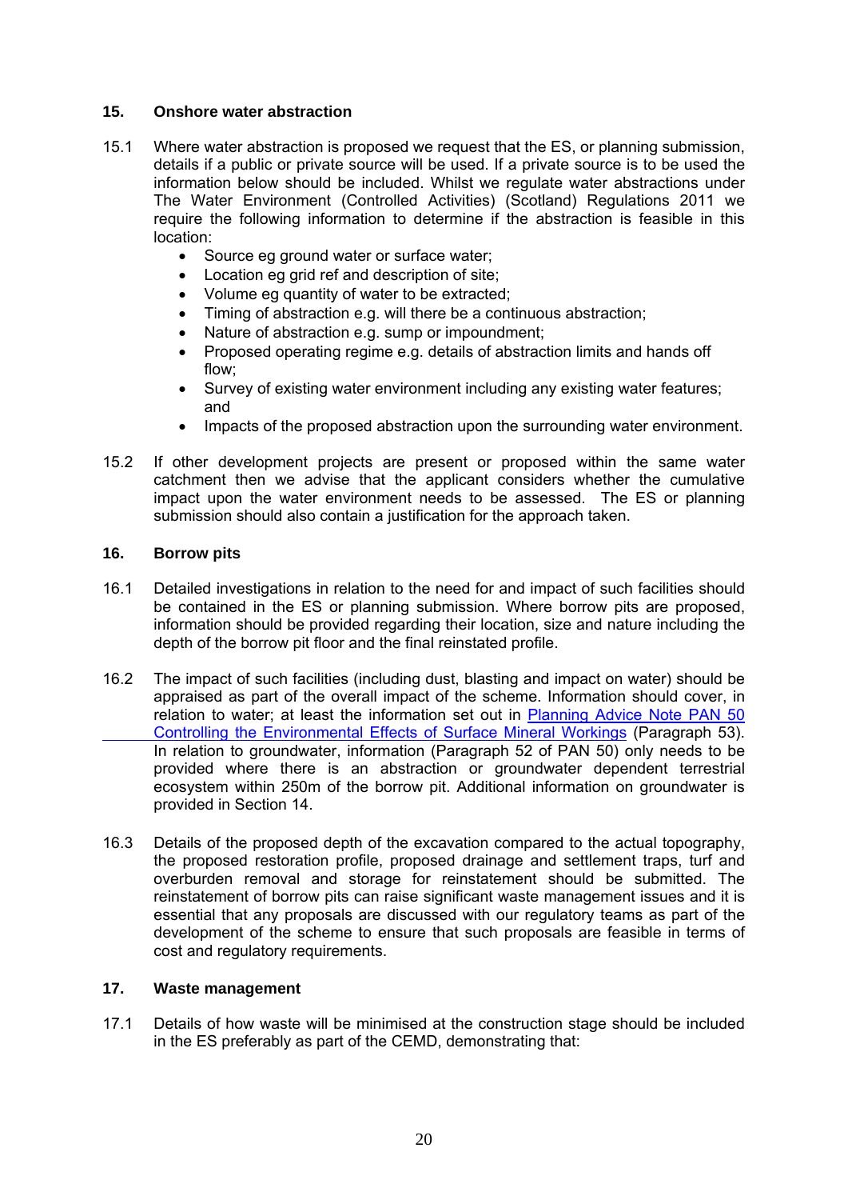## 15. Onshore water abstraction

15.1 Where water abstraction is proposed we request that the ES, or planning submission, details if a public or private source will be used. If a private source is to be used the information below should be included. Whilst we regulate water abstractions under The Water Environment (Controlled Activities) (Scotland) Regulations 2011 we require the following information to determine if the abstraction is feasible in this location:

- Source eg ground water or surface water;
- Location eg grid ref and description of site;
- Volume eg quantity of water to be extracted;
- Timing of abstraction e.g. will there be a continuous abstraction;
- Nature of abstraction e.g. sump or impoundment;
- Proposed operating regime e.g. details of abstraction limits and hands off flow;
- Survey of existing water environment including any existing water features; and
- Impacts of the proposed abstraction upon the surrounding water environment.

15.2 If other development projects are present or proposed within the same water catchment then we advise that the applicant considers whether the cumulative impact upon the water environment needs to be assessed. The ES or planning submission should also contain a justification for the approach taken.

## 16. Borrow pits

16.1 Detailed investigations in relation to the need for and impact of such facilities should be contained in the ES or planning submission. Where borrow pits are proposed, information should be provided regarding their location, size and nature including the depth of the borrow pit floor and the final reinstated profile.

16.2 The impact of such facilities (including dust, blasting and impact on water) should be appraised as part of the overall impact of the scheme. Information should cover, in relation to water; at least the information set out in Planning Advice Note PAN 50 Controlling the Environmental Effects of Surface Mineral Workings (Paragraph 53). In relation to groundwater, information (Paragraph 52 of PAN 50) only needs to be provided where there is an abstraction or groundwater dependent terrestrial ecosystem within 250m of the borrow pit. Additional information on groundwater is provided in Section 14.

16.3 Details of the proposed depth of the excavation compared to the actual topography, the proposed restoration profile, proposed drainage and settlement traps, turf and overburden removal and storage for reinstatement should be submitted. The reinstatement of borrow pits can raise significant waste management issues and it is essential that any proposals are discussed with our regulatory teams as part of the development of the scheme to ensure that such proposals are feasible in terms of cost and regulatory requirements.

## 17. Waste management

17.1 Details of how waste will be minimised at the construction stage should be included in the ES preferably as part of the CEMD, demonstrating that: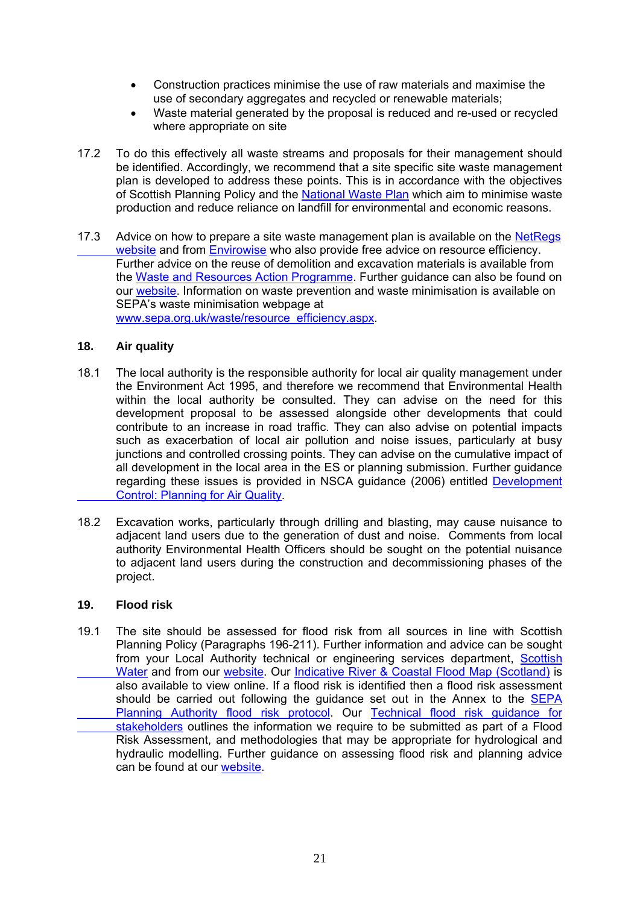- Construction practices minimise the use of raw materials and maximise the use of secondary aggregates and recycled or renewable materials;
- Waste material generated by the proposal is reduced and re-used or recycled where appropriate on site

17.2 To do this effectively all waste streams and proposals for their management should be identified. Accordingly, we recommend that a site specific site waste management plan is developed to address these points. This is in accordance with the objectives of Scottish Planning Policy and the National Waste Plan which aim to minimise waste production and reduce reliance on landfill for environmental and economic reasons.

17.3 Advice on how to prepare a site waste management plan is available on the NetRegs website and from Envirowise who also provide free advice on resource efficiency. Further advice on the reuse of demolition and excavation materials is available from the Waste and Resources Action Programme. Further guidance can also be found on our website. Information on waste prevention and waste minimisation is available on SEPA's waste minimisation webpage at www.sepa.org.uk/waste/resource_efficiency.aspx.

## 18. Air quality

18.1 The local authority is the responsible authority for local air quality management under the Environment Act 1995, and therefore we recommend that Environmental Health within the local authority be consulted. They can advise on the need for this development proposal to be assessed alongside other developments that could contribute to an increase in road traffic. They can also advise on potential impacts such as exacerbation of local air pollution and noise issues, particularly at busy junctions and controlled crossing points. They can advise on the cumulative impact of all development in the local area in the ES or planning submission. Further guidance regarding these issues is provided in NSCA guidance (2006) entitled Development Control: Planning for Air Quality.

18.2 Excavation works, particularly through drilling and blasting, may cause nuisance to adjacent land users due to the generation of dust and noise. Comments from local authority Environmental Health Officers should be sought on the potential nuisance to adjacent land users during the construction and decommissioning phases of the project.

## 19. Flood risk

19.1 The site should be assessed for flood risk from all sources in line with Scottish Planning Policy (Paragraphs 196-211). Further information and advice can be sought from your Local Authority technical or engineering services department, Scottish Water and from our website. Our Indicative River & Coastal Flood Map (Scotland) is also available to view online. If a flood risk is identified then a flood risk assessment should be carried out following the guidance set out in the Annex to the SEPA Planning Authority flood risk protocol. Our Technical flood risk guidance for stakeholders outlines the information we require to be submitted as part of a Flood Risk Assessment, and methodologies that may be appropriate for hydrological and hydraulic modelling. Further guidance on assessing flood risk and planning advice can be found at our website.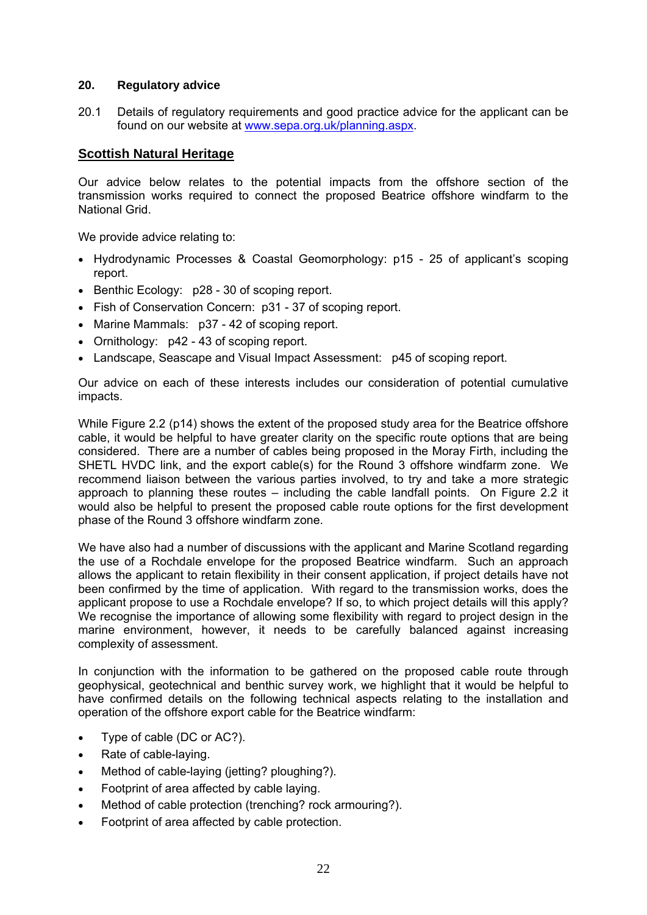## 20. Regulatory advice

20.1 Details of regulatory requirements and good practice advice for the applicant can be found on our website at [www.sepa.org.uk/planning.aspx](www.sepa.org.uk/planning.aspx).

## Scottish Natural Heritage

Our advice below relates to the potential impacts from the offshore section of the transmission works required to connect the proposed Beatrice offshore windfarm to the National Grid.

We provide advice relating to:

- Hydrodynamic Processes & Coastal Geomorphology: p15 - 25 of applicant's scoping report.
- Benthic Ecology: p28 - 30 of scoping report.
- Fish of Conservation Concern: p31 - 37 of scoping report.
- Marine Mammals: p37 - 42 of scoping report.
- Ornithology: p42 - 43 of scoping report.
- Landscape, Seascape and Visual Impact Assessment: p45 of scoping report.

Our advice on each of these interests includes our consideration of potential cumulative impacts.

While Figure 2.2 (p14) shows the extent of the proposed study area for the Beatrice offshore cable, it would be helpful to have greater clarity on the specific route options that are being considered. There are a number of cables being proposed in the Moray Firth, including the SHETL HVDC link, and the export cable(s) for the Round 3 offshore windfarm zone. We recommend liaison between the various parties involved, to try and take a more strategic approach to planning these routes – including the cable landfall points. On Figure 2.2 it would also be helpful to present the proposed cable route options for the first development phase of the Round 3 offshore windfarm zone.

We have also had a number of discussions with the applicant and Marine Scotland regarding the use of a Rochdale envelope for the proposed Beatrice windfarm. Such an approach allows the applicant to retain flexibility in their consent application, if project details have not been confirmed by the time of application. With regard to the transmission works, does the applicant propose to use a Rochdale envelope? If so, to which project details will this apply? We recognise the importance of allowing some flexibility with regard to project design in the marine environment, however, it needs to be carefully balanced against increasing complexity of assessment.

In conjunction with the information to be gathered on the proposed cable route through geophysical, geotechnical and benthic survey work, we highlight that it would be helpful to have confirmed details on the following technical aspects relating to the installation and operation of the offshore export cable for the Beatrice windfarm:

- Type of cable (DC or AC?).
- Rate of cable-laying.
- Method of cable-laying (jetting? ploughing?).
- Footprint of area affected by cable laying.
- Method of cable protection (trenching? rock armouring?).
- Footprint of area affected by cable protection.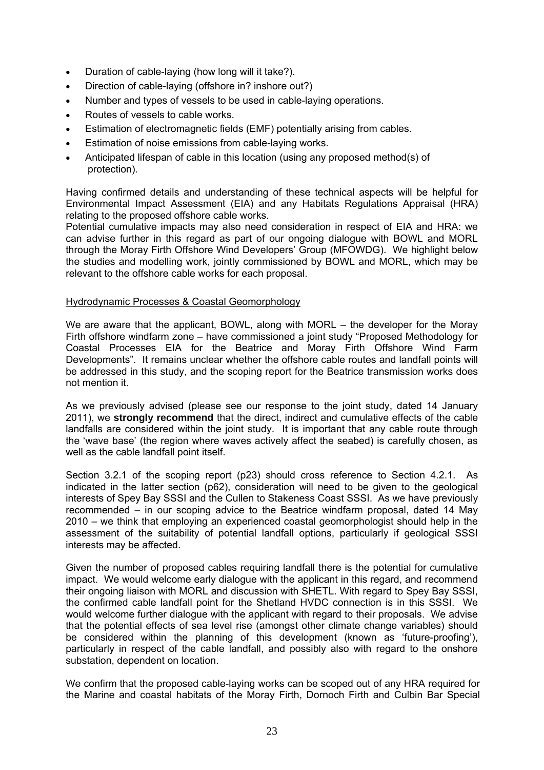- Duration of cable-laying (how long will it take?).
- Direction of cable-laying (offshore in? inshore out?)
- Number and types of vessels to be used in cable-laying operations.
- Routes of vessels to cable works.
- Estimation of electromagnetic fields (EMF) potentially arising from cables.
- Estimation of noise emissions from cable-laying works.
- Anticipated lifespan of cable in this location (using any proposed method(s) of protection).

Having confirmed details and understanding of these technical aspects will be helpful for Environmental Impact Assessment (EIA) and any Habitats Regulations Appraisal (HRA) relating to the proposed offshore cable works.

Potential cumulative impacts may also need consideration in respect of EIA and HRA: we can advise further in this regard as part of our ongoing dialogue with BOWL and MORL through the Moray Firth Offshore Wind Developers' Group (MFOWDG). We highlight below the studies and modelling work, jointly commissioned by BOWL and MORL, which may be relevant to the offshore cable works for each proposal.

Hydrodynamic Processes & Coastal Geomorphology

We are aware that the applicant, BOWL, along with MORL – the developer for the Moray Firth offshore windfarm zone – have commissioned a joint study "Proposed Methodology for Coastal Processes EIA for the Beatrice and Moray Firth Offshore Wind Farm Developments". It remains unclear whether the offshore cable routes and landfall points will be addressed in this study, and the scoping report for the Beatrice transmission works does not mention it.

As we previously advised (please see our response to the joint study, dated 14 January 2011), we **strongly recommend** that the direct, indirect and cumulative effects of the cable landfalls are considered within the joint study. It is important that any cable route through the 'wave base' (the region where waves actively affect the seabed) is carefully chosen, as well as the cable landfall point itself.

Section 3.2.1 of the scoping report (p23) should cross reference to Section 4.2.1. As indicated in the latter section (p62), consideration will need to be given to the geological interests of Spey Bay SSSI and the Cullen to Stakeness Coast SSSI. As we have previously recommended – in our scoping advice to the Beatrice windfarm proposal, dated 14 May 2010 – we think that employing an experienced coastal geomorphologist should help in the assessment of the suitability of potential landfall options, particularly if geological SSSI interests may be affected.

Given the number of proposed cables requiring landfall there is the potential for cumulative impact. We would welcome early dialogue with the applicant in this regard, and recommend their ongoing liaison with MORL and discussion with SHETL. With regard to Spey Bay SSSI, the confirmed cable landfall point for the Shetland HVDC connection is in this SSSI. We would welcome further dialogue with the applicant with regard to their proposals. We advise that the potential effects of sea level rise (amongst other climate change variables) should be considered within the planning of this development (known as 'future-proofing'), particularly in respect of the cable landfall, and possibly also with regard to the onshore substation, dependent on location.

We confirm that the proposed cable-laying works can be scoped out of any HRA required for the Marine and coastal habitats of the Moray Firth, Dornoch Firth and Culbin Bar Special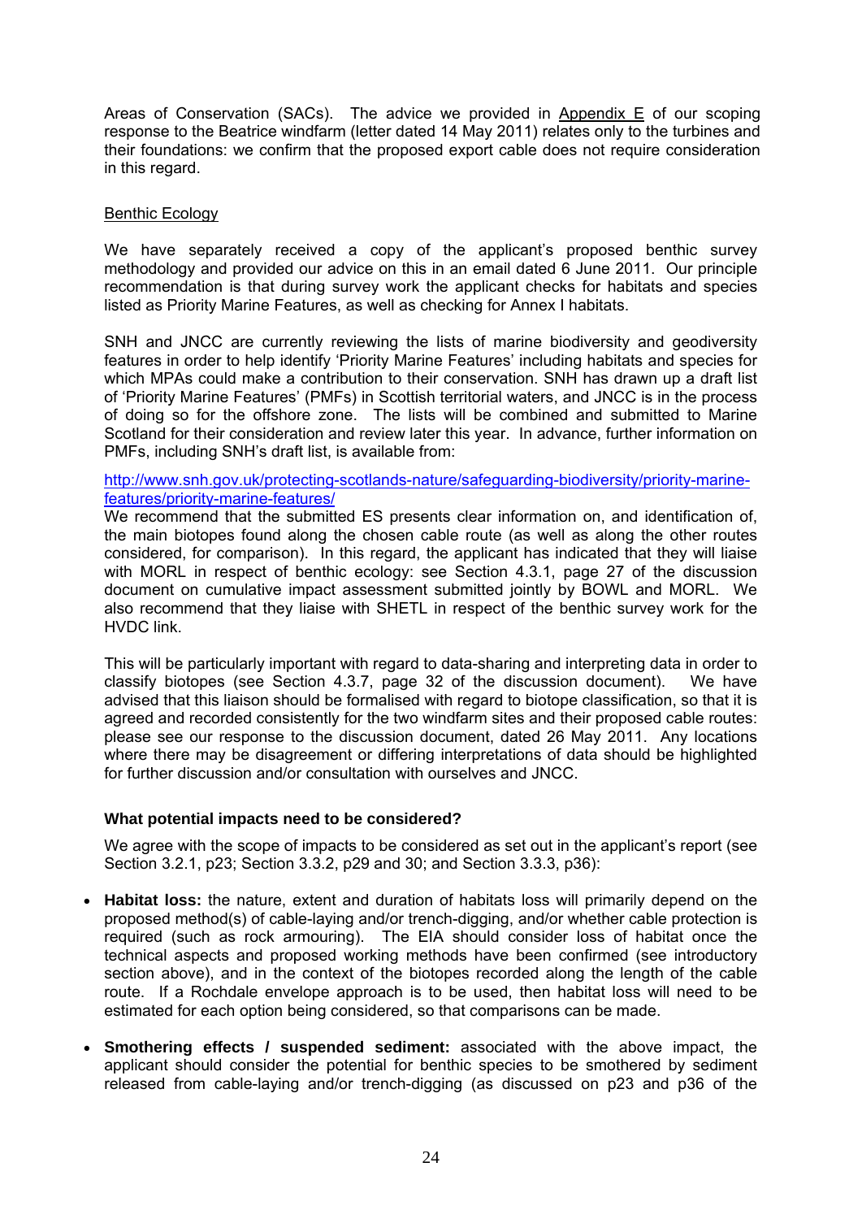Areas of Conservation (SACs). The advice we provided in Appendix E of our scoping response to the Beatrice windfarm (letter dated 14 May 2011) relates only to the turbines and their foundations: we confirm that the proposed export cable does not require consideration in this regard.

Benthic Ecology

We have separately received a copy of the applicant's proposed benthic survey methodology and provided our advice on this in an email dated 6 June 2011. Our principle recommendation is that during survey work the applicant checks for habitats and species listed as Priority Marine Features, as well as checking for Annex I habitats.

SNH and JNCC are currently reviewing the lists of marine biodiversity and geodiversity features in order to help identify 'Priority Marine Features' including habitats and species for which MPAs could make a contribution to their conservation. SNH has drawn up a draft list of 'Priority Marine Features' (PMFs) in Scottish territorial waters, and JNCC is in the process of doing so for the offshore zone. The lists will be combined and submitted to Marine Scotland for their consideration and review later this year. In advance, further information on PMFs, including SNH's draft list, is available from:

http://www.snh.gov.uk/protecting-scotlands-nature/safeguarding-biodiversity/priority-marine-features/priority-marine-features/

We recommend that the submitted ES presents clear information on, and identification of, the main biotopes found along the chosen cable route (as well as along the other routes considered, for comparison). In this regard, the applicant has indicated that they will liaise with MORL in respect of benthic ecology: see Section 4.3.1, page 27 of the discussion document on cumulative impact assessment submitted jointly by BOWL and MORL. We also recommend that they liaise with SHETL in respect of the benthic survey work for the HVDC link.

This will be particularly important with regard to data-sharing and interpreting data in order to classify biotopes (see Section 4.3.7, page 32 of the discussion document). We have advised that this liaison should be formalised with regard to biotope classification, so that it is agreed and recorded consistently for the two windfarm sites and their proposed cable routes: please see our response to the discussion document, dated 26 May 2011. Any locations where there may be disagreement or differing interpretations of data should be highlighted for further discussion and/or consultation with ourselves and JNCC.

**What potential impacts need to be considered?**

We agree with the scope of impacts to be considered as set out in the applicant's report (see Section 3.2.1, p23; Section 3.3.2, p29 and 30; and Section 3.3.3, p36):

- **Habitat loss:** the nature, extent and duration of habitats loss will primarily depend on the proposed method(s) of cable-laying and/or trench-digging, and/or whether cable protection is required (such as rock armouring). The EIA should consider loss of habitat once the technical aspects and proposed working methods have been confirmed (see introductory section above), and in the context of the biotopes recorded along the length of the cable route. If a Rochdale envelope approach is to be used, then habitat loss will need to be estimated for each option being considered, so that comparisons can be made.

- **Smothering effects / suspended sediment:** associated with the above impact, the applicant should consider the potential for benthic species to be smothered by sediment released from cable-laying and/or trench-digging (as discussed on p23 and p36 of the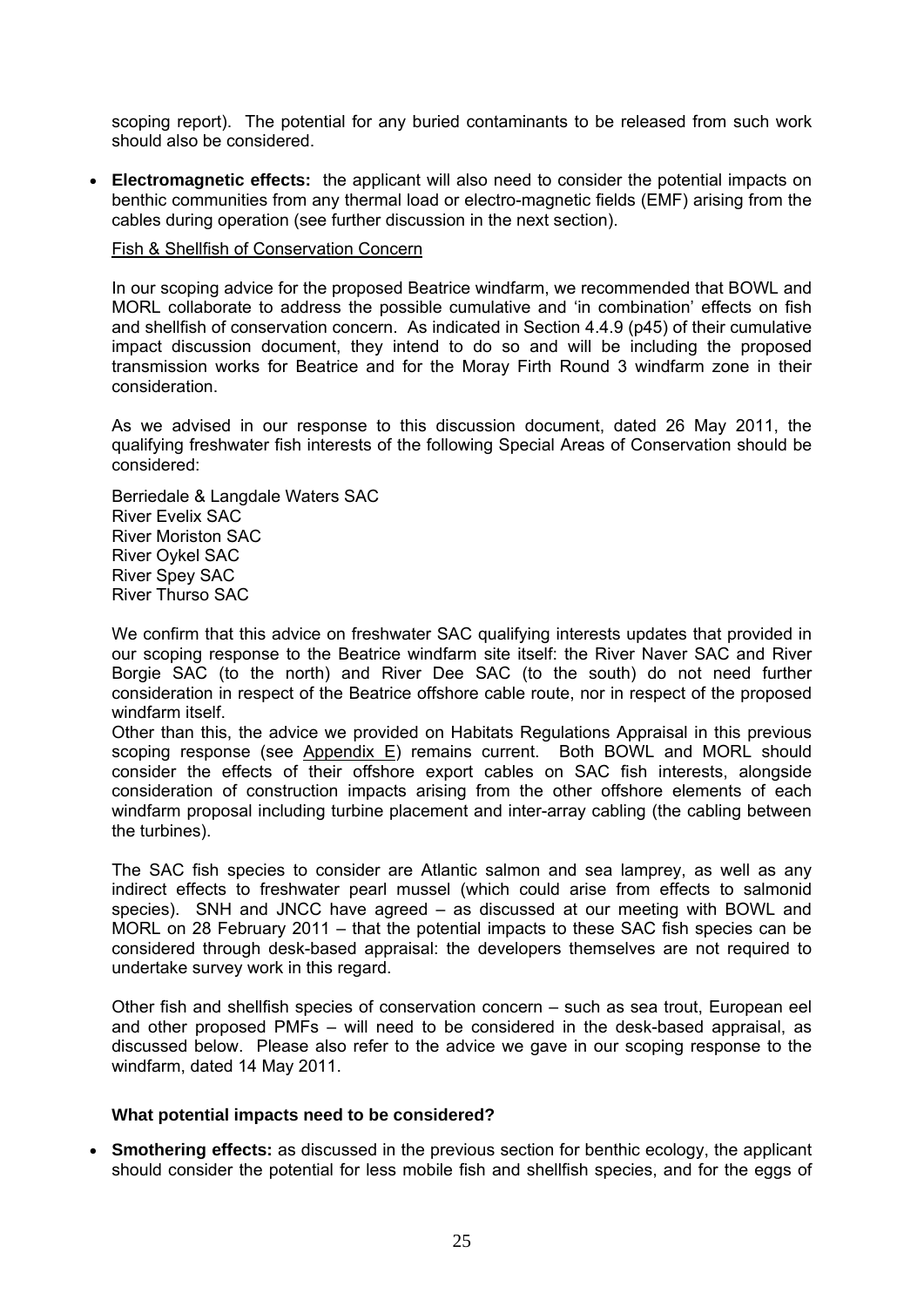scoping report). The potential for any buried contaminants to be released from such work should also be considered.

- **Electromagnetic effects:** the applicant will also need to consider the potential impacts on benthic communities from any thermal load or electro-magnetic fields (EMF) arising from the cables during operation (see further discussion in the next section).

Fish & Shellfish of Conservation Concern

In our scoping advice for the proposed Beatrice windfarm, we recommended that BOWL and MORL collaborate to address the possible cumulative and 'in combination' effects on fish and shellfish of conservation concern. As indicated in Section 4.4.9 (p45) of their cumulative impact discussion document, they intend to do so and will be including the proposed transmission works for Beatrice and for the Moray Firth Round 3 windfarm zone in their consideration.

As we advised in our response to this discussion document, dated 26 May 2011, the qualifying freshwater fish interests of the following Special Areas of Conservation should be considered:

Berriedale & Langdale Waters SAC
River Evelix SAC
River Moriston SAC
River Oykel SAC
River Spey SAC
River Thurso SAC

We confirm that this advice on freshwater SAC qualifying interests updates that provided in our scoping response to the Beatrice windfarm site itself: the River Naver SAC and River Borgie SAC (to the north) and River Dee SAC (to the south) do not need further consideration in respect of the Beatrice offshore cable route, nor in respect of the proposed windfarm itself.
Other than this, the advice we provided on Habitats Regulations Appraisal in this previous scoping response (see Appendix E) remains current. Both BOWL and MORL should consider the effects of their offshore export cables on SAC fish interests, alongside consideration of construction impacts arising from the other offshore elements of each windfarm proposal including turbine placement and inter-array cabling (the cabling between the turbines).

The SAC fish species to consider are Atlantic salmon and sea lamprey, as well as any indirect effects to freshwater pearl mussel (which could arise from effects to salmonid species). SNH and JNCC have agreed – as discussed at our meeting with BOWL and MORL on 28 February 2011 – that the potential impacts to these SAC fish species can be considered through desk-based appraisal: the developers themselves are not required to undertake survey work in this regard.

Other fish and shellfish species of conservation concern – such as sea trout, European eel and other proposed PMFs – will need to be considered in the desk-based appraisal, as discussed below. Please also refer to the advice we gave in our scoping response to the windfarm, dated 14 May 2011.

**What potential impacts need to be considered?**

- **Smothering effects:** as discussed in the previous section for benthic ecology, the applicant should consider the potential for less mobile fish and shellfish species, and for the eggs of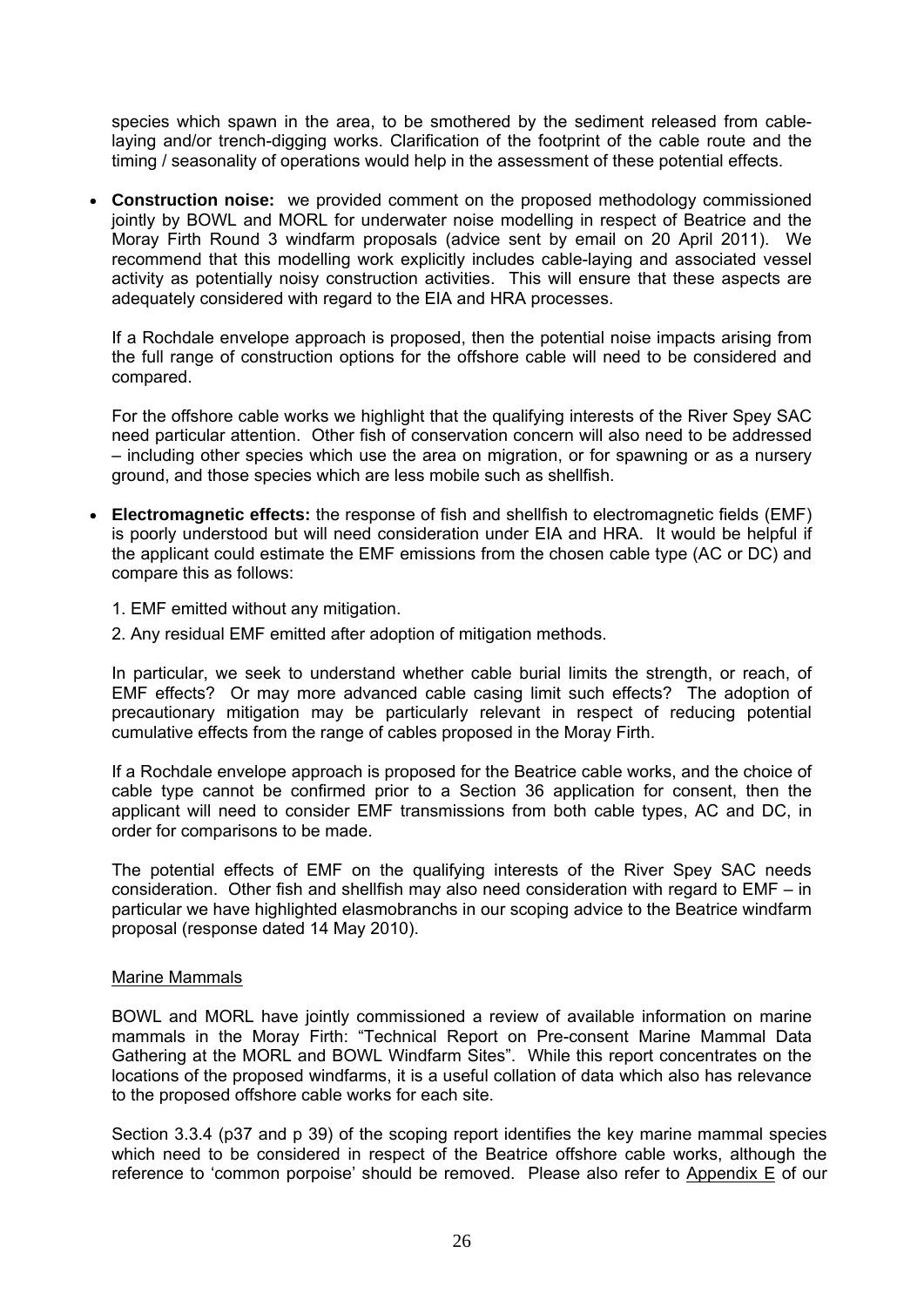species which spawn in the area, to be smothered by the sediment released from cable-laying and/or trench-digging works. Clarification of the footprint of the cable route and the timing / seasonality of operations would help in the assessment of these potential effects.

- **Construction noise:** we provided comment on the proposed methodology commissioned jointly by BOWL and MORL for underwater noise modelling in respect of Beatrice and the Moray Firth Round 3 windfarm proposals (advice sent by email on 20 April 2011). We recommend that this modelling work explicitly includes cable-laying and associated vessel activity as potentially noisy construction activities. This will ensure that these aspects are adequately considered with regard to the EIA and HRA processes.

  If a Rochdale envelope approach is proposed, then the potential noise impacts arising from the full range of construction options for the offshore cable will need to be considered and compared.

  For the offshore cable works we highlight that the qualifying interests of the River Spey SAC need particular attention. Other fish of conservation concern will also need to be addressed – including other species which use the area on migration, or for spawning or as a nursery ground, and those species which are less mobile such as shellfish.

- **Electromagnetic effects:** the response of fish and shellfish to electromagnetic fields (EMF) is poorly understood but will need consideration under EIA and HRA. It would be helpful if the applicant could estimate the EMF emissions from the chosen cable type (AC or DC) and compare this as follows:

  1. EMF emitted without any mitigation.
  2. Any residual EMF emitted after adoption of mitigation methods.

  In particular, we seek to understand whether cable burial limits the strength, or reach, of EMF effects? Or may more advanced cable casing limit such effects? The adoption of precautionary mitigation may be particularly relevant in respect of reducing potential cumulative effects from the range of cables proposed in the Moray Firth.

  If a Rochdale envelope approach is proposed for the Beatrice cable works, and the choice of cable type cannot be confirmed prior to a Section 36 application for consent, then the applicant will need to consider EMF transmissions from both cable types, AC and DC, in order for comparisons to be made.

  The potential effects of EMF on the qualifying interests of the River Spey SAC needs consideration. Other fish and shellfish may also need consideration with regard to EMF – in particular we have highlighted elasmobranchs in our scoping advice to the Beatrice windfarm proposal (response dated 14 May 2010).

Marine Mammals

BOWL and MORL have jointly commissioned a review of available information on marine mammals in the Moray Firth: "Technical Report on Pre-consent Marine Mammal Data Gathering at the MORL and BOWL Windfarm Sites". While this report concentrates on the locations of the proposed windfarms, it is a useful collation of data which also has relevance to the proposed offshore cable works for each site.

Section 3.3.4 (p37 and p 39) of the scoping report identifies the key marine mammal species which need to be considered in respect of the Beatrice offshore cable works, although the reference to 'common porpoise' should be removed. Please also refer to Appendix E of our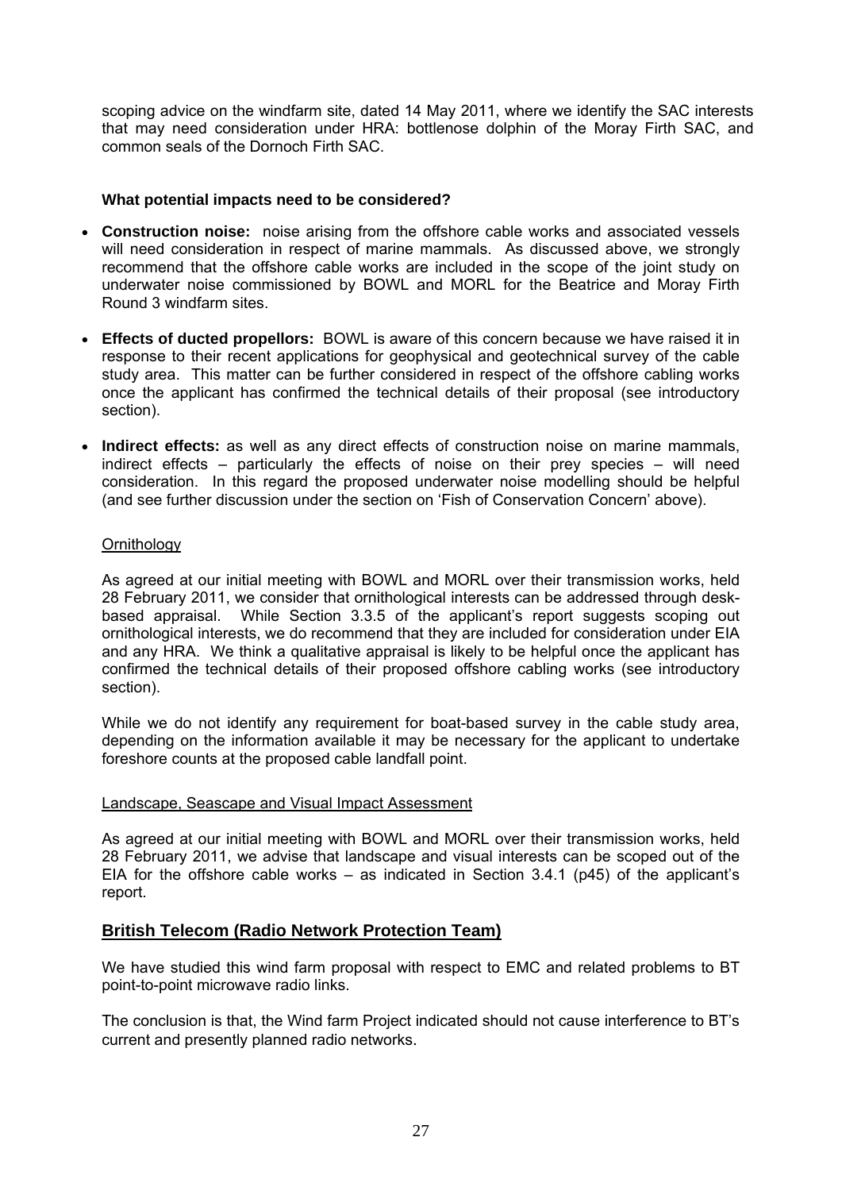scoping advice on the windfarm site, dated 14 May 2011, where we identify the SAC interests that may need consideration under HRA: bottlenose dolphin of the Moray Firth SAC, and common seals of the Dornoch Firth SAC.

**What potential impacts need to be considered?**

- **Construction noise:** noise arising from the offshore cable works and associated vessels will need consideration in respect of marine mammals. As discussed above, we strongly recommend that the offshore cable works are included in the scope of the joint study on underwater noise commissioned by BOWL and MORL for the Beatrice and Moray Firth Round 3 windfarm sites.
- **Effects of ducted propellors:** BOWL is aware of this concern because we have raised it in response to their recent applications for geophysical and geotechnical survey of the cable study area. This matter can be further considered in respect of the offshore cabling works once the applicant has confirmed the technical details of their proposal (see introductory section).
- **Indirect effects:** as well as any direct effects of construction noise on marine mammals, indirect effects – particularly the effects of noise on their prey species – will need consideration. In this regard the proposed underwater noise modelling should be helpful (and see further discussion under the section on 'Fish of Conservation Concern' above).

<u>Ornithology</u>

As agreed at our initial meeting with BOWL and MORL over their transmission works, held 28 February 2011, we consider that ornithological interests can be addressed through desk-based appraisal. While Section 3.3.5 of the applicant's report suggests scoping out ornithological interests, we do recommend that they are included for consideration under EIA and any HRA. We think a qualitative appraisal is likely to be helpful once the applicant has confirmed the technical details of their proposed offshore cabling works (see introductory section).

While we do not identify any requirement for boat-based survey in the cable study area, depending on the information available it may be necessary for the applicant to undertake foreshore counts at the proposed cable landfall point.

<u>Landscape, Seascape and Visual Impact Assessment</u>

As agreed at our initial meeting with BOWL and MORL over their transmission works, held 28 February 2011, we advise that landscape and visual interests can be scoped out of the EIA for the offshore cable works – as indicated in Section 3.4.1 (p45) of the applicant's report.

## British Telecom (Radio Network Protection Team)

We have studied this wind farm proposal with respect to EMC and related problems to BT point-to-point microwave radio links.

The conclusion is that, the Wind farm Project indicated should not cause interference to BT's current and presently planned radio networks.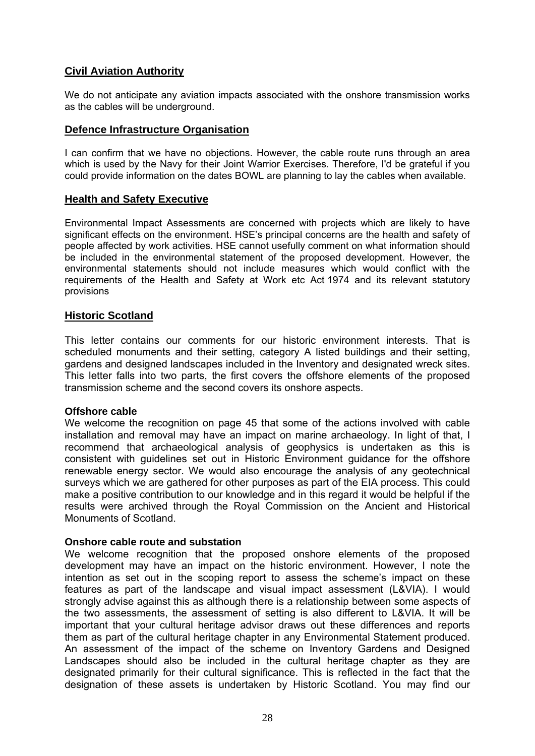## Civil Aviation Authority

We do not anticipate any aviation impacts associated with the onshore transmission works as the cables will be underground.

## Defence Infrastructure Organisation

I can confirm that we have no objections. However, the cable route runs through an area which is used by the Navy for their Joint Warrior Exercises. Therefore, I'd be grateful if you could provide information on the dates BOWL are planning to lay the cables when available.

## Health and Safety Executive

Environmental Impact Assessments are concerned with projects which are likely to have significant effects on the environment. HSE's principal concerns are the health and safety of people affected by work activities. HSE cannot usefully comment on what information should be included in the environmental statement of the proposed development. However, the environmental statements should not include measures which would conflict with the requirements of the Health and Safety at Work etc Act 1974 and its relevant statutory provisions

## Historic Scotland

This letter contains our comments for our historic environment interests. That is scheduled monuments and their setting, category A listed buildings and their setting, gardens and designed landscapes included in the Inventory and designated wreck sites. This letter falls into two parts, the first covers the offshore elements of the proposed transmission scheme and the second covers its onshore aspects.

**Offshore cable**

We welcome the recognition on page 45 that some of the actions involved with cable installation and removal may have an impact on marine archaeology. In light of that, I recommend that archaeological analysis of geophysics is undertaken as this is consistent with guidelines set out in Historic Environment guidance for the offshore renewable energy sector. We would also encourage the analysis of any geotechnical surveys which we are gathered for other purposes as part of the EIA process. This could make a positive contribution to our knowledge and in this regard it would be helpful if the results were archived through the Royal Commission on the Ancient and Historical Monuments of Scotland.

**Onshore cable route and substation**

We welcome recognition that the proposed onshore elements of the proposed development may have an impact on the historic environment. However, I note the intention as set out in the scoping report to assess the scheme's impact on these features as part of the landscape and visual impact assessment (L&VIA). I would strongly advise against this as although there is a relationship between some aspects of the two assessments, the assessment of setting is also different to L&VIA. It will be important that your cultural heritage advisor draws out these differences and reports them as part of the cultural heritage chapter in any Environmental Statement produced. An assessment of the impact of the scheme on Inventory Gardens and Designed Landscapes should also be included in the cultural heritage chapter as they are designated primarily for their cultural significance. This is reflected in the fact that the designation of these assets is undertaken by Historic Scotland. You may find our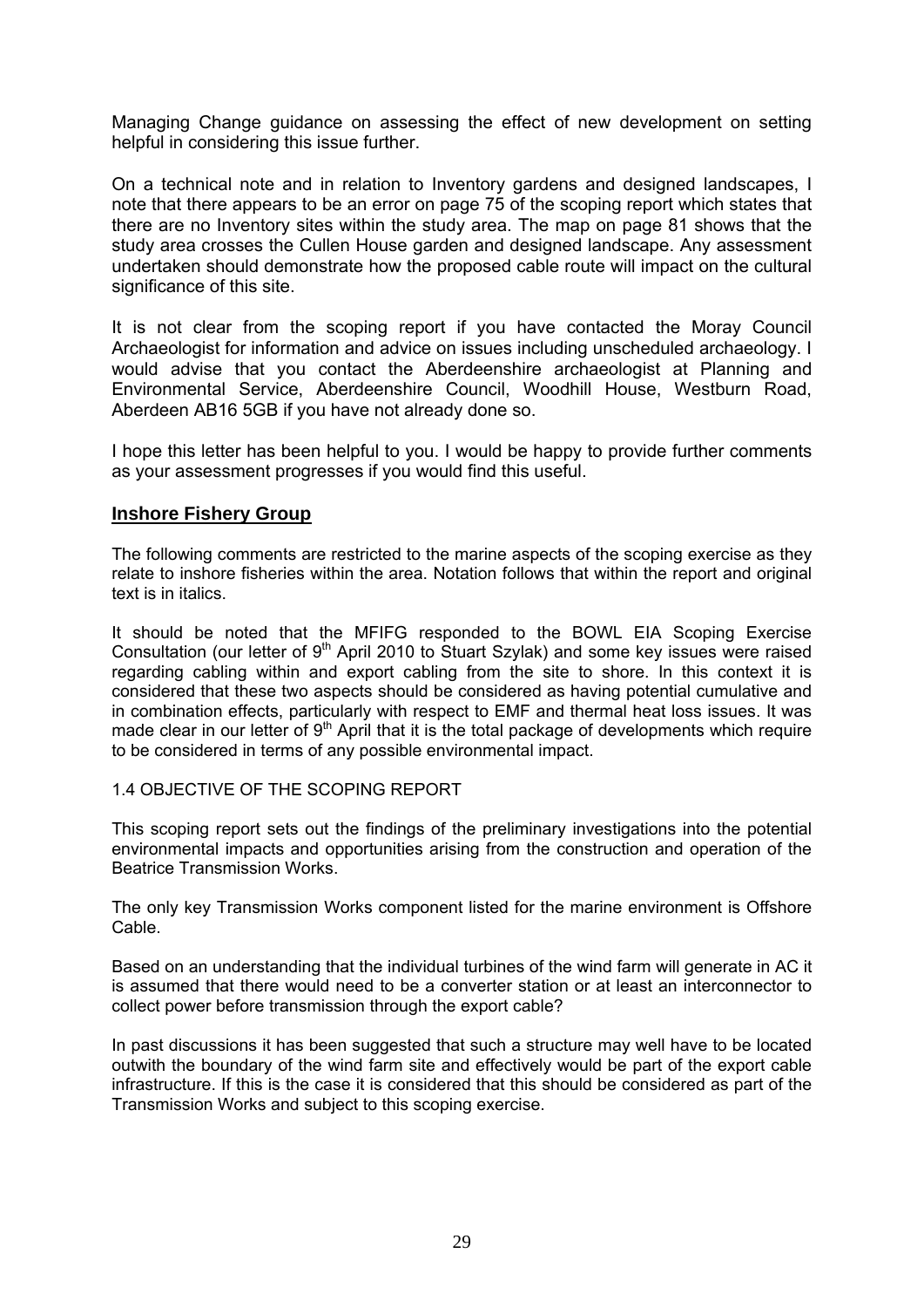Managing Change guidance on assessing the effect of new development on setting helpful in considering this issue further.

On a technical note and in relation to Inventory gardens and designed landscapes, I note that there appears to be an error on page 75 of the scoping report which states that there are no Inventory sites within the study area. The map on page 81 shows that the study area crosses the Cullen House garden and designed landscape. Any assessment undertaken should demonstrate how the proposed cable route will impact on the cultural significance of this site.

It is not clear from the scoping report if you have contacted the Moray Council Archaeologist for information and advice on issues including unscheduled archaeology. I would advise that you contact the Aberdeenshire archaeologist at Planning and Environmental Service, Aberdeenshire Council, Woodhill House, Westburn Road, Aberdeen AB16 5GB if you have not already done so.

I hope this letter has been helpful to you. I would be happy to provide further comments as your assessment progresses if you would find this useful.

## Inshore Fishery Group

The following comments are restricted to the marine aspects of the scoping exercise as they relate to inshore fisheries within the area. Notation follows that within the report and original text is in italics.

It should be noted that the MFIFG responded to the BOWL EIA Scoping Exercise Consultation (our letter of 9th April 2010 to Stuart Szylak) and some key issues were raised regarding cabling within and export cabling from the site to shore. In this context it is considered that these two aspects should be considered as having potential cumulative and in combination effects, particularly with respect to EMF and thermal heat loss issues. It was made clear in our letter of 9th April that it is the total package of developments which require to be considered in terms of any possible environmental impact.

1.4 OBJECTIVE OF THE SCOPING REPORT

*This scoping report sets out the findings of the preliminary investigations into the potential environmental impacts and opportunities arising from the construction and operation of the Beatrice Transmission Works.*

The only key Transmission Works component listed for the marine environment is Offshore Cable.

Based on an understanding that the individual turbines of the wind farm will generate in AC it is assumed that there would need to be a converter station or at least an interconnector to collect power before transmission through the export cable?

In past discussions it has been suggested that such a structure may well have to be located outwith the boundary of the wind farm site and effectively would be part of the export cable infrastructure. If this is the case it is considered that this should be considered as part of the Transmission Works and subject to this scoping exercise.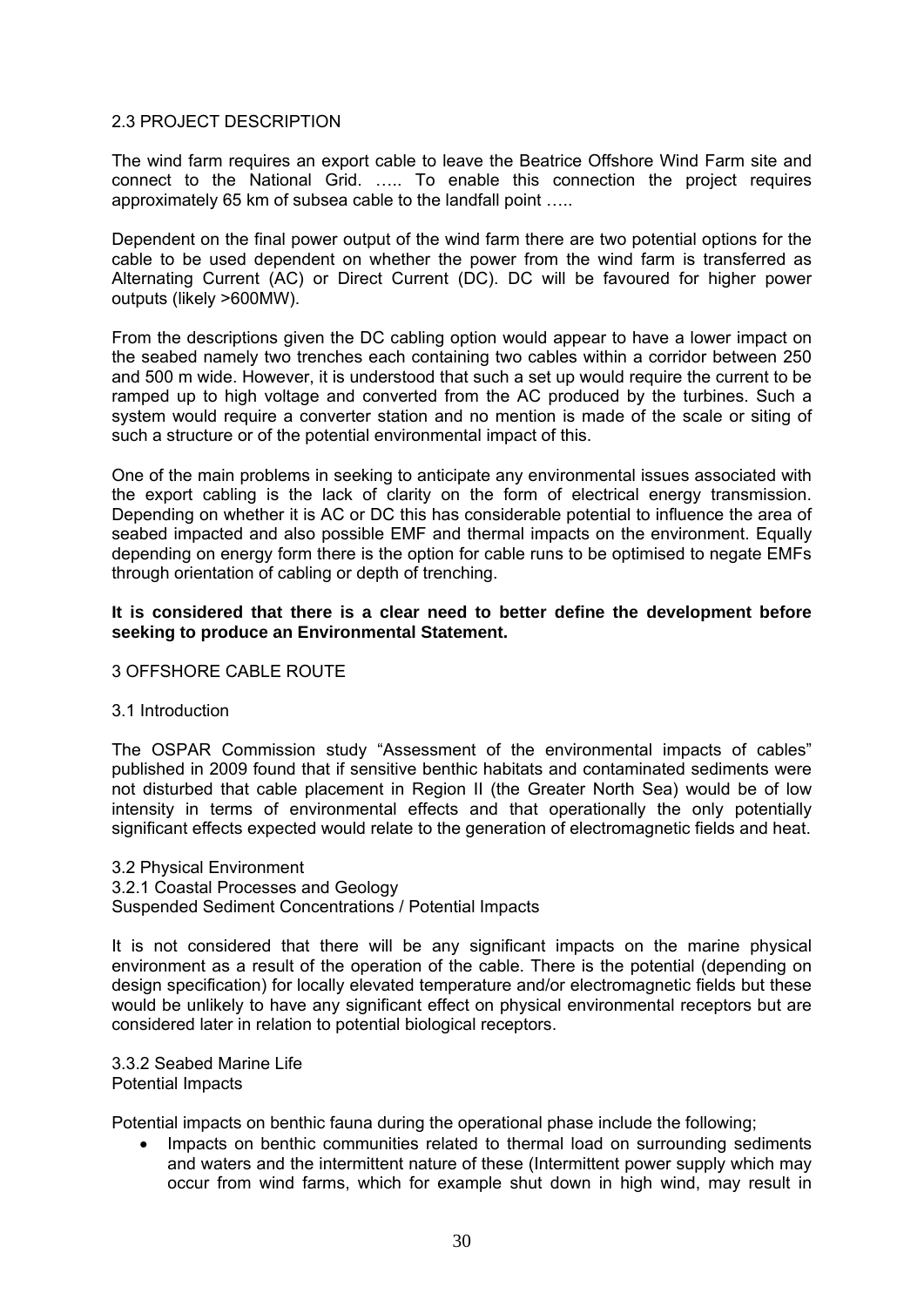## 2.3 PROJECT DESCRIPTION

The wind farm requires an export cable to leave the Beatrice Offshore Wind Farm site and connect to the National Grid. ….. To enable this connection the project requires approximately 65 km of subsea cable to the landfall point …..

Dependent on the final power output of the wind farm there are two potential options for the cable to be used dependent on whether the power from the wind farm is transferred as Alternating Current (AC) or Direct Current (DC). DC will be favoured for higher power outputs (likely >600MW).

From the descriptions given the DC cabling option would appear to have a lower impact on the seabed namely two trenches each containing two cables within a corridor between 250 and 500 m wide. However, it is understood that such a set up would require the current to be ramped up to high voltage and converted from the AC produced by the turbines. Such a system would require a converter station and no mention is made of the scale or siting of such a structure or of the potential environmental impact of this.

One of the main problems in seeking to anticipate any environmental issues associated with the export cabling is the lack of clarity on the form of electrical energy transmission. Depending on whether it is AC or DC this has considerable potential to influence the area of seabed impacted and also possible EMF and thermal impacts on the environment. Equally depending on energy form there is the option for cable runs to be optimised to negate EMFs through orientation of cabling or depth of trenching.

**It is considered that there is a clear need to better define the development before seeking to produce an Environmental Statement.**

# 3 OFFSHORE CABLE ROUTE

## 3.1 Introduction

The OSPAR Commission study "Assessment of the environmental impacts of cables" published in 2009 found that if sensitive benthic habitats and contaminated sediments were not disturbed that cable placement in Region II (the Greater North Sea) would be of low intensity in terms of environmental effects and that operationally the only potentially significant effects expected would relate to the generation of electromagnetic fields and heat.

## 3.2 Physical Environment

### 3.2.1 Coastal Processes and Geology

Suspended Sediment Concentrations / Potential Impacts

It is not considered that there will be any significant impacts on the marine physical environment as a result of the operation of the cable. There is the potential (depending on design specification) for locally elevated temperature and/or electromagnetic fields but these would be unlikely to have any significant effect on physical environmental receptors but are considered later in relation to potential biological receptors.

### 3.3.2 Seabed Marine Life

Potential Impacts

Potential impacts on benthic fauna during the operational phase include the following;

- Impacts on benthic communities related to thermal load on surrounding sediments and waters and the intermittent nature of these (Intermittent power supply which may occur from wind farms, which for example shut down in high wind, may result in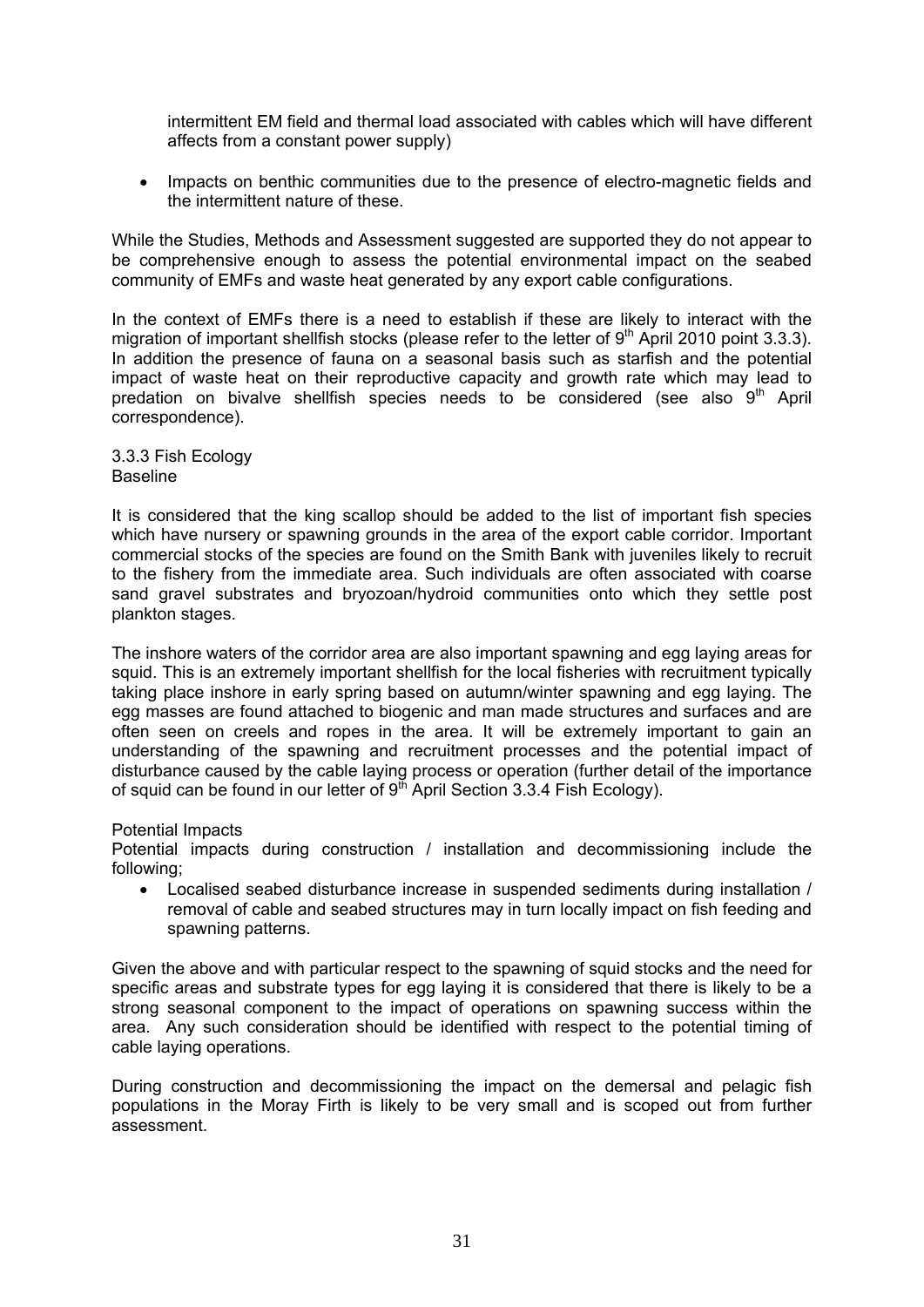intermittent EM field and thermal load associated with cables which will have different affects from a constant power supply)

- Impacts on benthic communities due to the presence of electro-magnetic fields and the intermittent nature of these.

While the Studies, Methods and Assessment suggested are supported they do not appear to be comprehensive enough to assess the potential environmental impact on the seabed community of EMFs and waste heat generated by any export cable configurations.

In the context of EMFs there is a need to establish if these are likely to interact with the migration of important shellfish stocks (please refer to the letter of 9th April 2010 point 3.3.3). In addition the presence of fauna on a seasonal basis such as starfish and the potential impact of waste heat on their reproductive capacity and growth rate which may lead to predation on bivalve shellfish species needs to be considered (see also 9th April correspondence).

3.3.3 Fish Ecology
Baseline

It is considered that the king scallop should be added to the list of important fish species which have nursery or spawning grounds in the area of the export cable corridor. Important commercial stocks of the species are found on the Smith Bank with juveniles likely to recruit to the fishery from the immediate area. Such individuals are often associated with coarse sand gravel substrates and bryozoan/hydroid communities onto which they settle post plankton stages.

The inshore waters of the corridor area are also important spawning and egg laying areas for squid. This is an extremely important shellfish for the local fisheries with recruitment typically taking place inshore in early spring based on autumn/winter spawning and egg laying. The egg masses are found attached to biogenic and man made structures and surfaces and are often seen on creels and ropes in the area. It will be extremely important to gain an understanding of the spawning and recruitment processes and the potential impact of disturbance caused by the cable laying process or operation (further detail of the importance of squid can be found in our letter of 9th April Section 3.3.4 Fish Ecology).

Potential Impacts
Potential impacts during construction / installation and decommissioning include the following;

- Localised seabed disturbance increase in suspended sediments during installation / removal of cable and seabed structures may in turn locally impact on fish feeding and spawning patterns.

Given the above and with particular respect to the spawning of squid stocks and the need for specific areas and substrate types for egg laying it is considered that there is likely to be a strong seasonal component to the impact of operations on spawning success within the area. Any such consideration should be identified with respect to the potential timing of cable laying operations.

During construction and decommissioning the impact on the demersal and pelagic fish populations in the Moray Firth is likely to be very small and is scoped out from further assessment.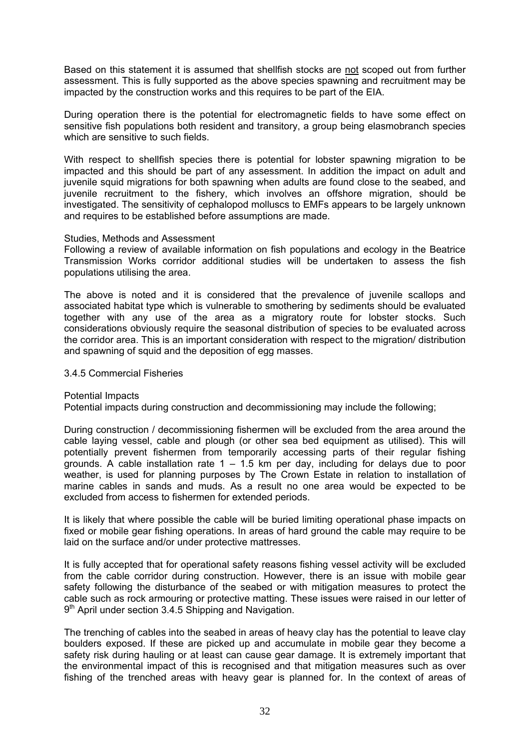Based on this statement it is assumed that shellfish stocks are <u>not</u> scoped out from further assessment. This is fully supported as the above species spawning and recruitment may be impacted by the construction works and this requires to be part of the EIA.

During operation there is the potential for electromagnetic fields to have some effect on sensitive fish populations both resident and transitory, a group being elasmobranch species which are sensitive to such fields.

With respect to shellfish species there is potential for lobster spawning migration to be impacted and this should be part of any assessment. In addition the impact on adult and juvenile squid migrations for both spawning when adults are found close to the seabed, and juvenile recruitment to the fishery, which involves an offshore migration, should be investigated. The sensitivity of cephalopod molluscs to EMFs appears to be largely unknown and requires to be established before assumptions are made.

Studies, Methods and Assessment
Following a review of available information on fish populations and ecology in the Beatrice Transmission Works corridor additional studies will be undertaken to assess the fish populations utilising the area.

The above is noted and it is considered that the prevalence of juvenile scallops and associated habitat type which is vulnerable to smothering by sediments should be evaluated together with any use of the area as a migratory route for lobster stocks. Such considerations obviously require the seasonal distribution of species to be evaluated across the corridor area. This is an important consideration with respect to the migration/ distribution and spawning of squid and the deposition of egg masses.

3.4.5 Commercial Fisheries

Potential Impacts
Potential impacts during construction and decommissioning may include the following;

During construction / decommissioning fishermen will be excluded from the area around the cable laying vessel, cable and plough (or other sea bed equipment as utilised). This will potentially prevent fishermen from temporarily accessing parts of their regular fishing grounds. A cable installation rate 1 – 1.5 km per day, including for delays due to poor weather, is used for planning purposes by The Crown Estate in relation to installation of marine cables in sands and muds. As a result no one area would be expected to be excluded from access to fishermen for extended periods.

It is likely that where possible the cable will be buried limiting operational phase impacts on fixed or mobile gear fishing operations. In areas of hard ground the cable may require to be laid on the surface and/or under protective mattresses.

It is fully accepted that for operational safety reasons fishing vessel activity will be excluded from the cable corridor during construction. However, there is an issue with mobile gear safety following the disturbance of the seabed or with mitigation measures to protect the cable such as rock armouring or protective matting. These issues were raised in our letter of 9th April under section 3.4.5 Shipping and Navigation.

The trenching of cables into the seabed in areas of heavy clay has the potential to leave clay boulders exposed. If these are picked up and accumulate in mobile gear they become a safety risk during hauling or at least can cause gear damage. It is extremely important that the environmental impact of this is recognised and that mitigation measures such as over fishing of the trenched areas with heavy gear is planned for. In the context of areas of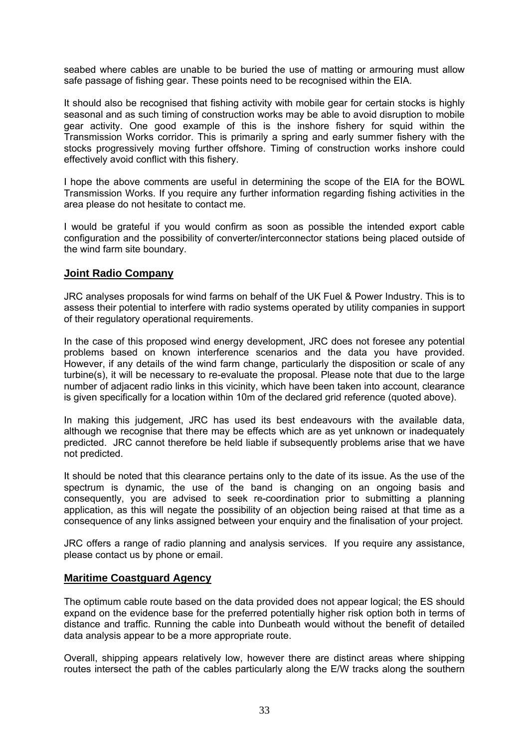seabed where cables are unable to be buried the use of matting or armouring must allow safe passage of fishing gear. These points need to be recognised within the EIA.

It should also be recognised that fishing activity with mobile gear for certain stocks is highly seasonal and as such timing of construction works may be able to avoid disruption to mobile gear activity. One good example of this is the inshore fishery for squid within the Transmission Works corridor. This is primarily a spring and early summer fishery with the stocks progressively moving further offshore. Timing of construction works inshore could effectively avoid conflict with this fishery.

I hope the above comments are useful in determining the scope of the EIA for the BOWL Transmission Works. If you require any further information regarding fishing activities in the area please do not hesitate to contact me.

I would be grateful if you would confirm as soon as possible the intended export cable configuration and the possibility of converter/interconnector stations being placed outside of the wind farm site boundary.

## Joint Radio Company

JRC analyses proposals for wind farms on behalf of the UK Fuel & Power Industry. This is to assess their potential to interfere with radio systems operated by utility companies in support of their regulatory operational requirements.

In the case of this proposed wind energy development, JRC does not foresee any potential problems based on known interference scenarios and the data you have provided. However, if any details of the wind farm change, particularly the disposition or scale of any turbine(s), it will be necessary to re-evaluate the proposal. Please note that due to the large number of adjacent radio links in this vicinity, which have been taken into account, clearance is given specifically for a location within 10m of the declared grid reference (quoted above).

In making this judgement, JRC has used its best endeavours with the available data, although we recognise that there may be effects which are as yet unknown or inadequately predicted. JRC cannot therefore be held liable if subsequently problems arise that we have not predicted.

It should be noted that this clearance pertains only to the date of its issue. As the use of the spectrum is dynamic, the use of the band is changing on an ongoing basis and consequently, you are advised to seek re-coordination prior to submitting a planning application, as this will negate the possibility of an objection being raised at that time as a consequence of any links assigned between your enquiry and the finalisation of your project.

JRC offers a range of radio planning and analysis services. If you require any assistance, please contact us by phone or email.

## Maritime Coastguard Agency

The optimum cable route based on the data provided does not appear logical; the ES should expand on the evidence base for the preferred potentially higher risk option both in terms of distance and traffic. Running the cable into Dunbeath would without the benefit of detailed data analysis appear to be a more appropriate route.

Overall, shipping appears relatively low, however there are distinct areas where shipping routes intersect the path of the cables particularly along the E/W tracks along the southern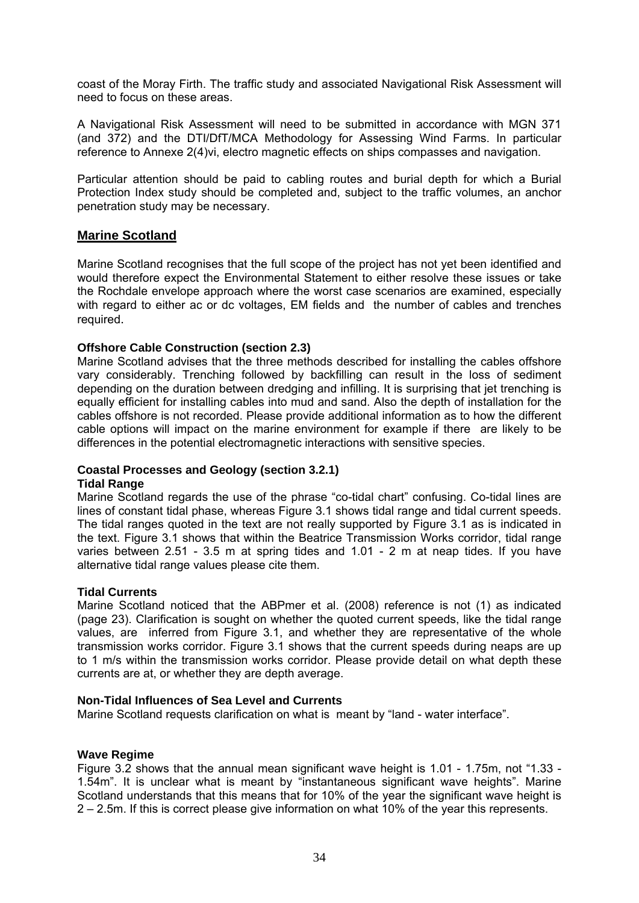coast of the Moray Firth. The traffic study and associated Navigational Risk Assessment will need to focus on these areas.

A Navigational Risk Assessment will need to be submitted in accordance with MGN 371 (and 372) and the DTI/DfT/MCA Methodology for Assessing Wind Farms. In particular reference to Annexe 2(4)vi, electro magnetic effects on ships compasses and navigation.

Particular attention should be paid to cabling routes and burial depth for which a Burial Protection Index study should be completed and, subject to the traffic volumes, an anchor penetration study may be necessary.

## Marine Scotland

Marine Scotland recognises that the full scope of the project has not yet been identified and would therefore expect the Environmental Statement to either resolve these issues or take the Rochdale envelope approach where the worst case scenarios are examined, especially with regard to either ac or dc voltages, EM fields and the number of cables and trenches required.

**Offshore Cable Construction (section 2.3)**

Marine Scotland advises that the three methods described for installing the cables offshore vary considerably. Trenching followed by backfilling can result in the loss of sediment depending on the duration between dredging and infilling. It is surprising that jet trenching is equally efficient for installing cables into mud and sand. Also the depth of installation for the cables offshore is not recorded. Please provide additional information as to how the different cable options will impact on the marine environment for example if there are likely to be differences in the potential electromagnetic interactions with sensitive species.

**Coastal Processes and Geology (section 3.2.1)**

**Tidal Range**

Marine Scotland regards the use of the phrase "co-tidal chart" confusing. Co-tidal lines are lines of constant tidal phase, whereas Figure 3.1 shows tidal range and tidal current speeds. The tidal ranges quoted in the text are not really supported by Figure 3.1 as is indicated in the text. Figure 3.1 shows that within the Beatrice Transmission Works corridor, tidal range varies between 2.51 - 3.5 m at spring tides and 1.01 - 2 m at neap tides. If you have alternative tidal range values please cite them.

**Tidal Currents**

Marine Scotland noticed that the ABPmer et al. (2008) reference is not (1) as indicated (page 23). Clarification is sought on whether the quoted current speeds, like the tidal range values, are inferred from Figure 3.1, and whether they are representative of the whole transmission works corridor. Figure 3.1 shows that the current speeds during neaps are up to 1 m/s within the transmission works corridor. Please provide detail on what depth these currents are at, or whether they are depth average.

**Non-Tidal Influences of Sea Level and Currents**

Marine Scotland requests clarification on what is meant by "land - water interface".

**Wave Regime**

Figure 3.2 shows that the annual mean significant wave height is 1.01 - 1.75m, not "1.33 - 1.54m". It is unclear what is meant by "instantaneous significant wave heights". Marine Scotland understands that this means that for 10% of the year the significant wave height is 2 – 2.5m. If this is correct please give information on what 10% of the year this represents.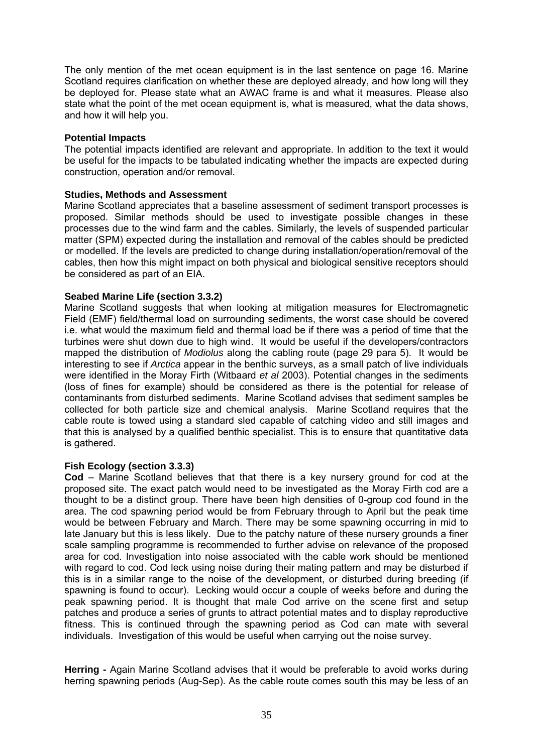The only mention of the met ocean equipment is in the last sentence on page 16. Marine Scotland requires clarification on whether these are deployed already, and how long will they be deployed for. Please state what an AWAC frame is and what it measures. Please also state what the point of the met ocean equipment is, what is measured, what the data shows, and how it will help you.

**Potential Impacts**

The potential impacts identified are relevant and appropriate. In addition to the text it would be useful for the impacts to be tabulated indicating whether the impacts are expected during construction, operation and/or removal.

**Studies, Methods and Assessment**

Marine Scotland appreciates that a baseline assessment of sediment transport processes is proposed. Similar methods should be used to investigate possible changes in these processes due to the wind farm and the cables. Similarly, the levels of suspended particular matter (SPM) expected during the installation and removal of the cables should be predicted or modelled. If the levels are predicted to change during installation/operation/removal of the cables, then how this might impact on both physical and biological sensitive receptors should be considered as part of an EIA.

**Seabed Marine Life (section 3.3.2)**

Marine Scotland suggests that when looking at mitigation measures for Electromagnetic Field (EMF) field/thermal load on surrounding sediments, the worst case should be covered i.e. what would the maximum field and thermal load be if there was a period of time that the turbines were shut down due to high wind. It would be useful if the developers/contractors mapped the distribution of *Modiolus* along the cabling route (page 29 para 5). It would be interesting to see if *Arctica* appear in the benthic surveys, as a small patch of live individuals were identified in the Moray Firth (Witbaard *et al* 2003). Potential changes in the sediments (loss of fines for example) should be considered as there is the potential for release of contaminants from disturbed sediments. Marine Scotland advises that sediment samples be collected for both particle size and chemical analysis. Marine Scotland requires that the cable route is towed using a standard sled capable of catching video and still images and that this is analysed by a qualified benthic specialist. This is to ensure that quantitative data is gathered.

**Fish Ecology (section 3.3.3)**

**Cod** – Marine Scotland believes that that there is a key nursery ground for cod at the proposed site. The exact patch would need to be investigated as the Moray Firth cod are a thought to be a distinct group. There have been high densities of 0-group cod found in the area. The cod spawning period would be from February through to April but the peak time would be between February and March. There may be some spawning occurring in mid to late January but this is less likely. Due to the patchy nature of these nursery grounds a finer scale sampling programme is recommended to further advise on relevance of the proposed area for cod. Investigation into noise associated with the cable work should be mentioned with regard to cod. Cod leck using noise during their mating pattern and may be disturbed if this is in a similar range to the noise of the development, or disturbed during breeding (if spawning is found to occur). Lecking would occur a couple of weeks before and during the peak spawning period. It is thought that male Cod arrive on the scene first and setup patches and produce a series of grunts to attract potential mates and to display reproductive fitness. This is continued through the spawning period as Cod can mate with several individuals. Investigation of this would be useful when carrying out the noise survey.

**Herring -** Again Marine Scotland advises that it would be preferable to avoid works during herring spawning periods (Aug-Sep). As the cable route comes south this may be less of an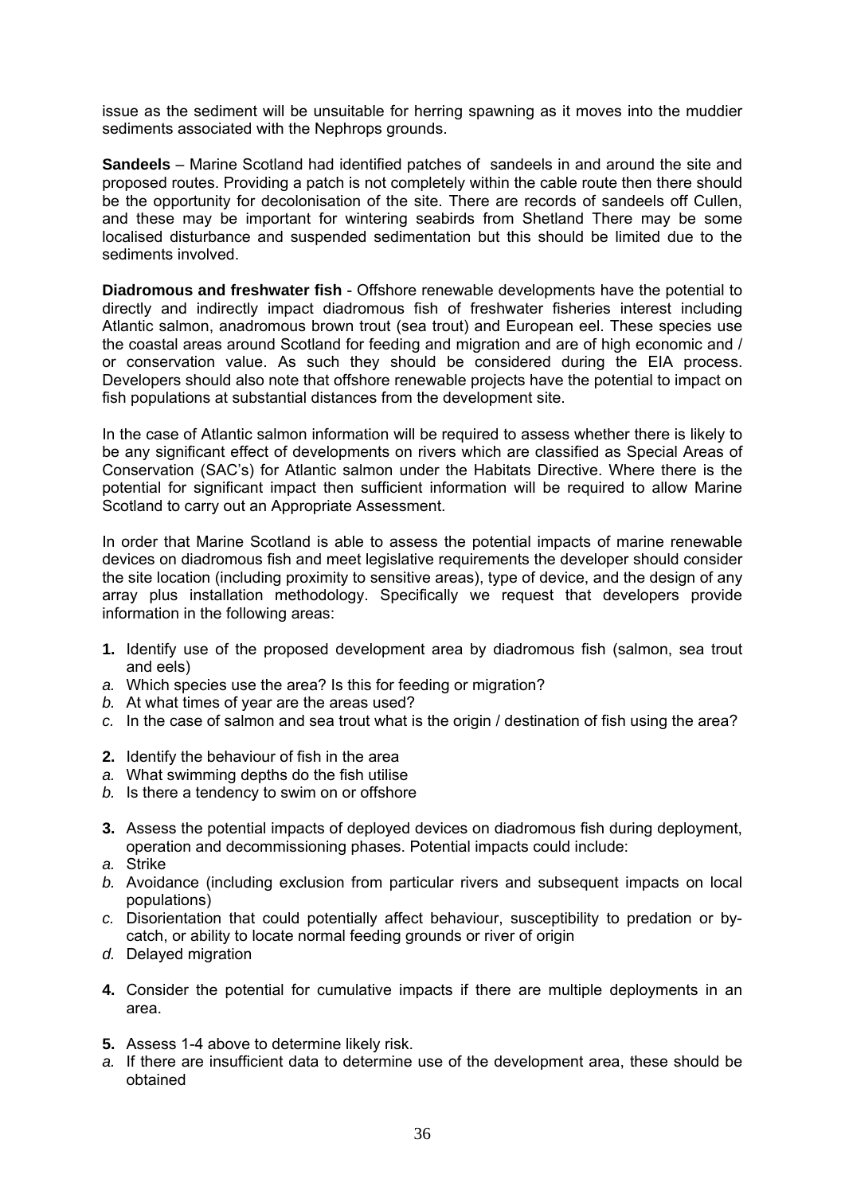issue as the sediment will be unsuitable for herring spawning as it moves into the muddier sediments associated with the Nephrops grounds.

**Sandeels** – Marine Scotland had identified patches of sandeels in and around the site and proposed routes. Providing a patch is not completely within the cable route then there should be the opportunity for decolonisation of the site. There are records of sandeels off Cullen, and these may be important for wintering seabirds from Shetland There may be some localised disturbance and suspended sedimentation but this should be limited due to the sediments involved.

**Diadromous and freshwater fish** - Offshore renewable developments have the potential to directly and indirectly impact diadromous fish of freshwater fisheries interest including Atlantic salmon, anadromous brown trout (sea trout) and European eel. These species use the coastal areas around Scotland for feeding and migration and are of high economic and / or conservation value. As such they should be considered during the EIA process. Developers should also note that offshore renewable projects have the potential to impact on fish populations at substantial distances from the development site.

In the case of Atlantic salmon information will be required to assess whether there is likely to be any significant effect of developments on rivers which are classified as Special Areas of Conservation (SAC's) for Atlantic salmon under the Habitats Directive. Where there is the potential for significant impact then sufficient information will be required to allow Marine Scotland to carry out an Appropriate Assessment.

In order that Marine Scotland is able to assess the potential impacts of marine renewable devices on diadromous fish and meet legislative requirements the developer should consider the site location (including proximity to sensitive areas), type of device, and the design of any array plus installation methodology. Specifically we request that developers provide information in the following areas:

**1.** Identify use of the proposed development area by diadromous fish (salmon, sea trout and eels)
*a.* Which species use the area? Is this for feeding or migration?
*b.* At what times of year are the areas used?
*c.* In the case of salmon and sea trout what is the origin / destination of fish using the area?

**2.** Identify the behaviour of fish in the area
*a.* What swimming depths do the fish utilise
*b.* Is there a tendency to swim on or offshore

**3.** Assess the potential impacts of deployed devices on diadromous fish during deployment, operation and decommissioning phases. Potential impacts could include:
*a.* Strike
*b.* Avoidance (including exclusion from particular rivers and subsequent impacts on local populations)
*c.* Disorientation that could potentially affect behaviour, susceptibility to predation or by-catch, or ability to locate normal feeding grounds or river of origin
*d.* Delayed migration

**4.** Consider the potential for cumulative impacts if there are multiple deployments in an area.

**5.** Assess 1-4 above to determine likely risk.
*a.* If there are insufficient data to determine use of the development area, these should be obtained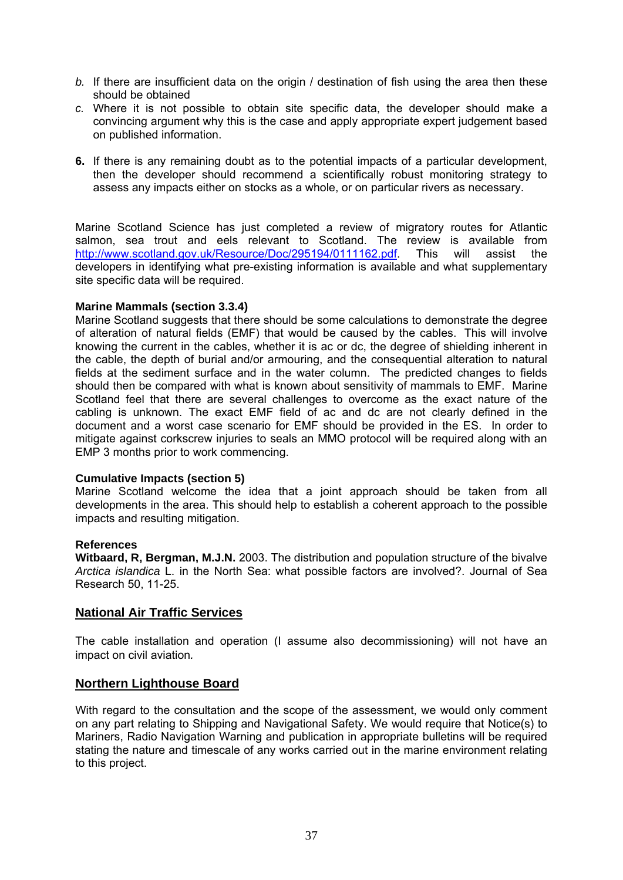b. If there are insufficient data on the origin / destination of fish using the area then these should be obtained
c. Where it is not possible to obtain site specific data, the developer should make a convincing argument why this is the case and apply appropriate expert judgement based on published information.

**6.** If there is any remaining doubt as to the potential impacts of a particular development, then the developer should recommend a scientifically robust monitoring strategy to assess any impacts either on stocks as a whole, or on particular rivers as necessary.

Marine Scotland Science has just completed a review of migratory routes for Atlantic salmon, sea trout and eels relevant to Scotland. The review is available from http://www.scotland.gov.uk/Resource/Doc/295194/0111162.pdf. This will assist the developers in identifying what pre-existing information is available and what supplementary site specific data will be required.

**Marine Mammals (section 3.3.4)**
Marine Scotland suggests that there should be some calculations to demonstrate the degree of alteration of natural fields (EMF) that would be caused by the cables. This will involve knowing the current in the cables, whether it is ac or dc, the degree of shielding inherent in the cable, the depth of burial and/or armouring, and the consequential alteration to natural fields at the sediment surface and in the water column. The predicted changes to fields should then be compared with what is known about sensitivity of mammals to EMF. Marine Scotland feel that there are several challenges to overcome as the exact nature of the cabling is unknown. The exact EMF field of ac and dc are not clearly defined in the document and a worst case scenario for EMF should be provided in the ES. In order to mitigate against corkscrew injuries to seals an MMO protocol will be required along with an EMP 3 months prior to work commencing.

**Cumulative Impacts (section 5)**
Marine Scotland welcome the idea that a joint approach should be taken from all developments in the area. This should help to establish a coherent approach to the possible impacts and resulting mitigation.

**References**
**Witbaard, R, Bergman, M.J.N.** 2003. The distribution and population structure of the bivalve *Arctica islandica* L. in the North Sea: what possible factors are involved?. Journal of Sea Research 50, 11-25.

## National Air Traffic Services

The cable installation and operation (I assume also decommissioning) will not have an impact on civil aviation.

## Northern Lighthouse Board

With regard to the consultation and the scope of the assessment, we would only comment on any part relating to Shipping and Navigational Safety. We would require that Notice(s) to Mariners, Radio Navigation Warning and publication in appropriate bulletins will be required stating the nature and timescale of any works carried out in the marine environment relating to this project.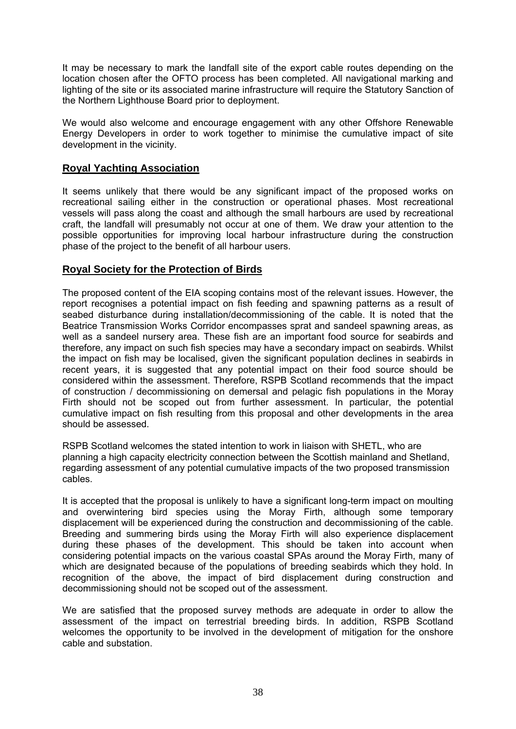It may be necessary to mark the landfall site of the export cable routes depending on the location chosen after the OFTO process has been completed. All navigational marking and lighting of the site or its associated marine infrastructure will require the Statutory Sanction of the Northern Lighthouse Board prior to deployment.

We would also welcome and encourage engagement with any other Offshore Renewable Energy Developers in order to work together to minimise the cumulative impact of site development in the vicinity.

## Royal Yachting Association

It seems unlikely that there would be any significant impact of the proposed works on recreational sailing either in the construction or operational phases. Most recreational vessels will pass along the coast and although the small harbours are used by recreational craft, the landfall will presumably not occur at one of them. We draw your attention to the possible opportunities for improving local harbour infrastructure during the construction phase of the project to the benefit of all harbour users.

## Royal Society for the Protection of Birds

The proposed content of the EIA scoping contains most of the relevant issues. However, the report recognises a potential impact on fish feeding and spawning patterns as a result of seabed disturbance during installation/decommissioning of the cable. It is noted that the Beatrice Transmission Works Corridor encompasses sprat and sandeel spawning areas, as well as a sandeel nursery area. These fish are an important food source for seabirds and therefore, any impact on such fish species may have a secondary impact on seabirds. Whilst the impact on fish may be localised, given the significant population declines in seabirds in recent years, it is suggested that any potential impact on their food source should be considered within the assessment. Therefore, RSPB Scotland recommends that the impact of construction / decommissioning on demersal and pelagic fish populations in the Moray Firth should not be scoped out from further assessment. In particular, the potential cumulative impact on fish resulting from this proposal and other developments in the area should be assessed.

RSPB Scotland welcomes the stated intention to work in liaison with SHETL, who are planning a high capacity electricity connection between the Scottish mainland and Shetland, regarding assessment of any potential cumulative impacts of the two proposed transmission cables.

It is accepted that the proposal is unlikely to have a significant long-term impact on moulting and overwintering bird species using the Moray Firth, although some temporary displacement will be experienced during the construction and decommissioning of the cable. Breeding and summering birds using the Moray Firth will also experience displacement during these phases of the development. This should be taken into account when considering potential impacts on the various coastal SPAs around the Moray Firth, many of which are designated because of the populations of breeding seabirds which they hold. In recognition of the above, the impact of bird displacement during construction and decommissioning should not be scoped out of the assessment.

We are satisfied that the proposed survey methods are adequate in order to allow the assessment of the impact on terrestrial breeding birds. In addition, RSPB Scotland welcomes the opportunity to be involved in the development of mitigation for the onshore cable and substation.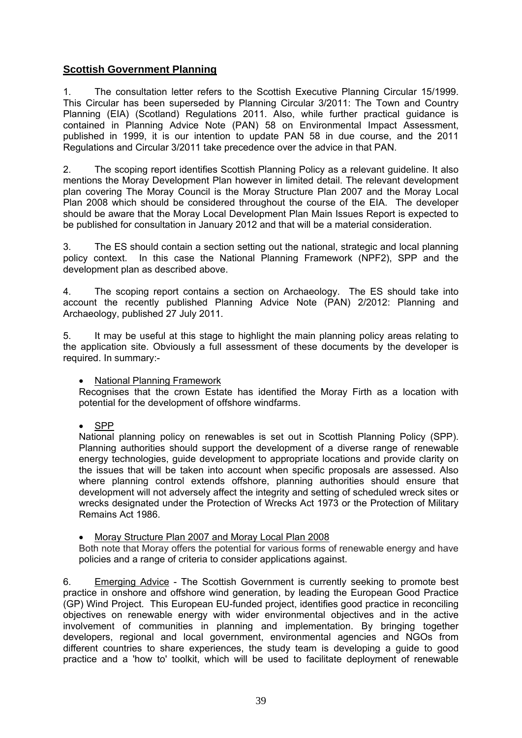## Scottish Government Planning

1. The consultation letter refers to the Scottish Executive Planning Circular 15/1999. This Circular has been superseded by Planning Circular 3/2011: The Town and Country Planning (EIA) (Scotland) Regulations 2011. Also, while further practical guidance is contained in Planning Advice Note (PAN) 58 on Environmental Impact Assessment, published in 1999, it is our intention to update PAN 58 in due course, and the 2011 Regulations and Circular 3/2011 take precedence over the advice in that PAN.

2. The scoping report identifies Scottish Planning Policy as a relevant guideline. It also mentions the Moray Development Plan however in limited detail. The relevant development plan covering The Moray Council is the Moray Structure Plan 2007 and the Moray Local Plan 2008 which should be considered throughout the course of the EIA. The developer should be aware that the Moray Local Development Plan Main Issues Report is expected to be published for consultation in January 2012 and that will be a material consideration.

3. The ES should contain a section setting out the national, strategic and local planning policy context. In this case the National Planning Framework (NPF2), SPP and the development plan as described above.

4. The scoping report contains a section on Archaeology. The ES should take into account the recently published Planning Advice Note (PAN) 2/2012: Planning and Archaeology, published 27 July 2011.

5. It may be useful at this stage to highlight the main planning policy areas relating to the application site. Obviously a full assessment of these documents by the developer is required. In summary:-

- National Planning Framework

  Recognises that the crown Estate has identified the Moray Firth as a location with potential for the development of offshore windfarms.

- SPP

  National planning policy on renewables is set out in Scottish Planning Policy (SPP). Planning authorities should support the development of a diverse range of renewable energy technologies, guide development to appropriate locations and provide clarity on the issues that will be taken into account when specific proposals are assessed. Also where planning control extends offshore, planning authorities should ensure that development will not adversely affect the integrity and setting of scheduled wreck sites or wrecks designated under the Protection of Wrecks Act 1973 or the Protection of Military Remains Act 1986.

- Moray Structure Plan 2007 and Moray Local Plan 2008

  Both note that Moray offers the potential for various forms of renewable energy and have policies and a range of criteria to consider applications against.

6. Emerging Advice - The Scottish Government is currently seeking to promote best practice in onshore and offshore wind generation, by leading the European Good Practice (GP) Wind Project. This European EU-funded project, identifies good practice in reconciling objectives on renewable energy with wider environmental objectives and in the active involvement of communities in planning and implementation. By bringing together developers, regional and local government, environmental agencies and NGOs from different countries to share experiences, the study team is developing a guide to good practice and a 'how to' toolkit, which will be used to facilitate deployment of renewable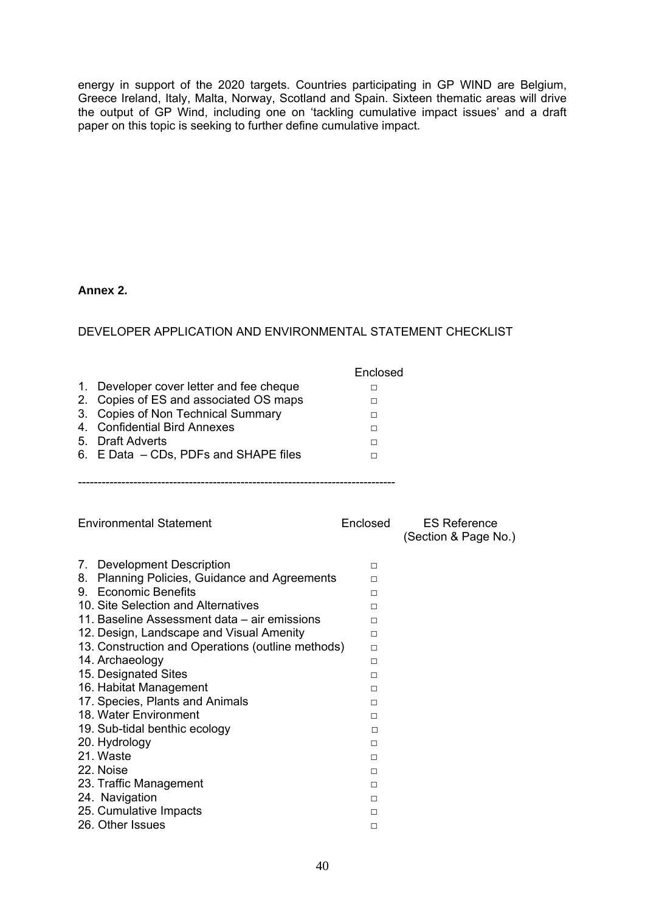energy in support of the 2020 targets. Countries participating in GP WIND are Belgium, Greece Ireland, Italy, Malta, Norway, Scotland and Spain. Sixteen thematic areas will drive the output of GP Wind, including one on 'tackling cumulative impact issues' and a draft paper on this topic is seeking to further define cumulative impact.

**Annex 2.**

DEVELOPER APPLICATION AND ENVIRONMENTAL STATEMENT CHECKLIST

| | Enclosed |
|---|---|
| 1. Developer cover letter and fee cheque | □ |
| 2. Copies of ES and associated OS maps | □ |
| 3. Copies of Non Technical Summary | □ |
| 4. Confidential Bird Annexes | □ |
| 5. Draft Adverts | □ |
| 6. E Data – CDs, PDFs and SHAPE files | □ |

--------------------------------------------------------------------------------

| Environmental Statement | Enclosed | ES Reference (Section & Page No.) |
|---|---|---|
| 7. Development Description | □ | |
| 8. Planning Policies, Guidance and Agreements | □ | |
| 9. Economic Benefits | □ | |
| 10. Site Selection and Alternatives | □ | |
| 11. Baseline Assessment data – air emissions | □ | |
| 12. Design, Landscape and Visual Amenity | □ | |
| 13. Construction and Operations (outline methods) | □ | |
| 14. Archaeology | □ | |
| 15. Designated Sites | □ | |
| 16. Habitat Management | □ | |
| 17. Species, Plants and Animals | □ | |
| 18. Water Environment | □ | |
| 19. Sub-tidal benthic ecology | □ | |
| 20. Hydrology | □ | |
| 21. Waste | □ | |
| 22. Noise | □ | |
| 23. Traffic Management | □ | |
| 24. Navigation | □ | |
| 25. Cumulative Impacts | □ | |
| 26. Other Issues | □ | |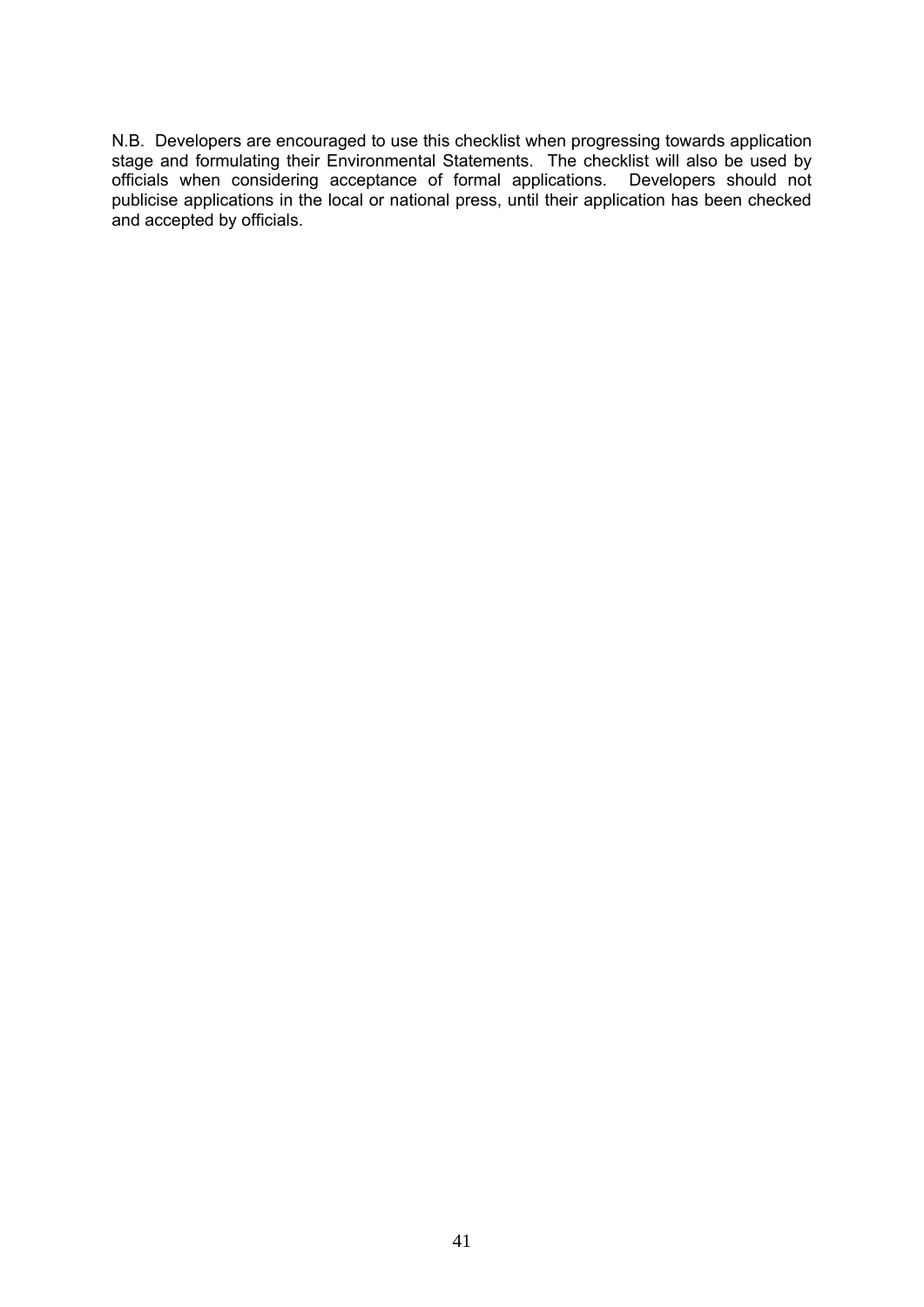N.B. Developers are encouraged to use this checklist when progressing towards application stage and formulating their Environmental Statements. The checklist will also be used by officials when considering acceptance of formal applications. Developers should not publicise applications in the local or national press, until their application has been checked and accepted by officials.